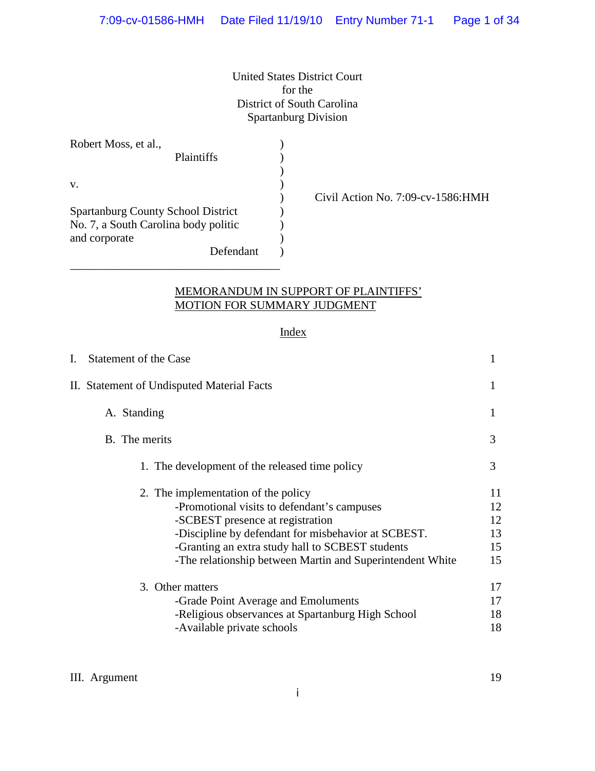United States District Court
for the
District of South Carolina
Spartanburg Division

| | | |
|---|---|---|
| Robert Moss, et al., Plaintiffs | ) | |
| v. | ) | Civil Action No. 7:09-cv-1586:HMH |
| Spartanburg County School District No. 7, a South Carolina body politic and corporate, Defendant | ) | |

## MEMORANDUM IN SUPPORT OF PLAINTIFFS' MOTION FOR SUMMARY JUDGMENT

### Index

| | |
|---|---|
| I. Statement of the Case | 1 |
| II. Statement of Undisputed Material Facts | 1 |
| A. Standing | 1 |
| B. The merits | 3 |
| 1. The development of the released time policy | 3 |
| 2. The implementation of the policy | 11 |
| -Promotional visits to defendant's campuses | 12 |
| -SCBEST presence at registration | 12 |
| -Discipline by defendant for misbehavior at SCBEST. | 13 |
| -Granting an extra study hall to SCBEST students | 15 |
| -The relationship between Martin and Superintendent White | 15 |
| 3. Other matters | 17 |
| -Grade Point Average and Emoluments | 17 |
| -Religious observances at Spartanburg High School | 18 |
| -Available private schools | 18 |
| III. Argument | 19 |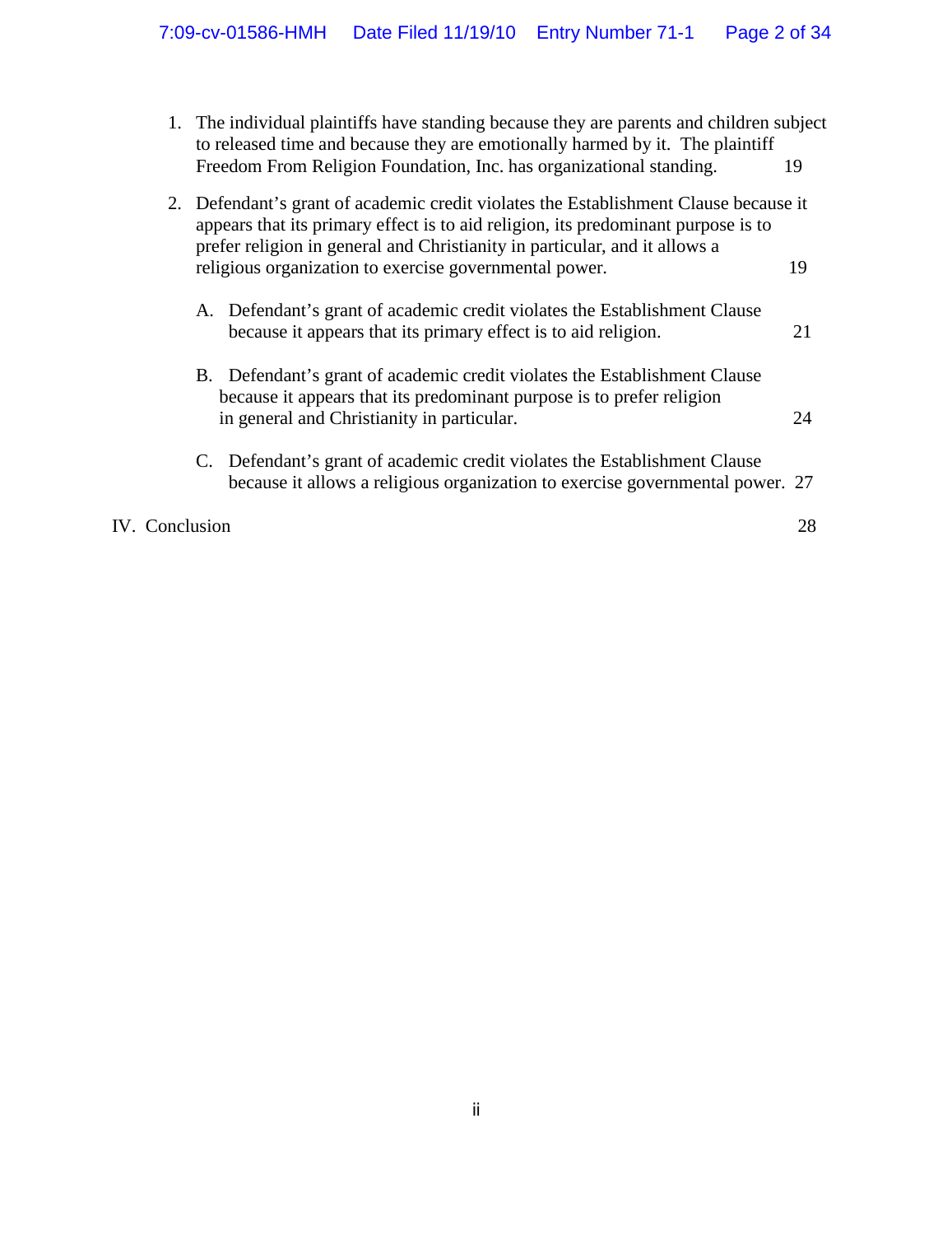1. The individual plaintiffs have standing because they are parents and children subject to released time and because they are emotionally harmed by it. The plaintiff Freedom From Religion Foundation, Inc. has organizational standing. 19

2. Defendant's grant of academic credit violates the Establishment Clause because it appears that its primary effect is to aid religion, its predominant purpose is to prefer religion in general and Christianity in particular, and it allows a religious organization to exercise governmental power. 19

   A. Defendant's grant of academic credit violates the Establishment Clause because it appears that its primary effect is to aid religion. 21

   B. Defendant's grant of academic credit violates the Establishment Clause because it appears that its predominant purpose is to prefer religion in general and Christianity in particular. 24

   C. Defendant's grant of academic credit violates the Establishment Clause because it allows a religious organization to exercise governmental power. 27

IV. Conclusion 28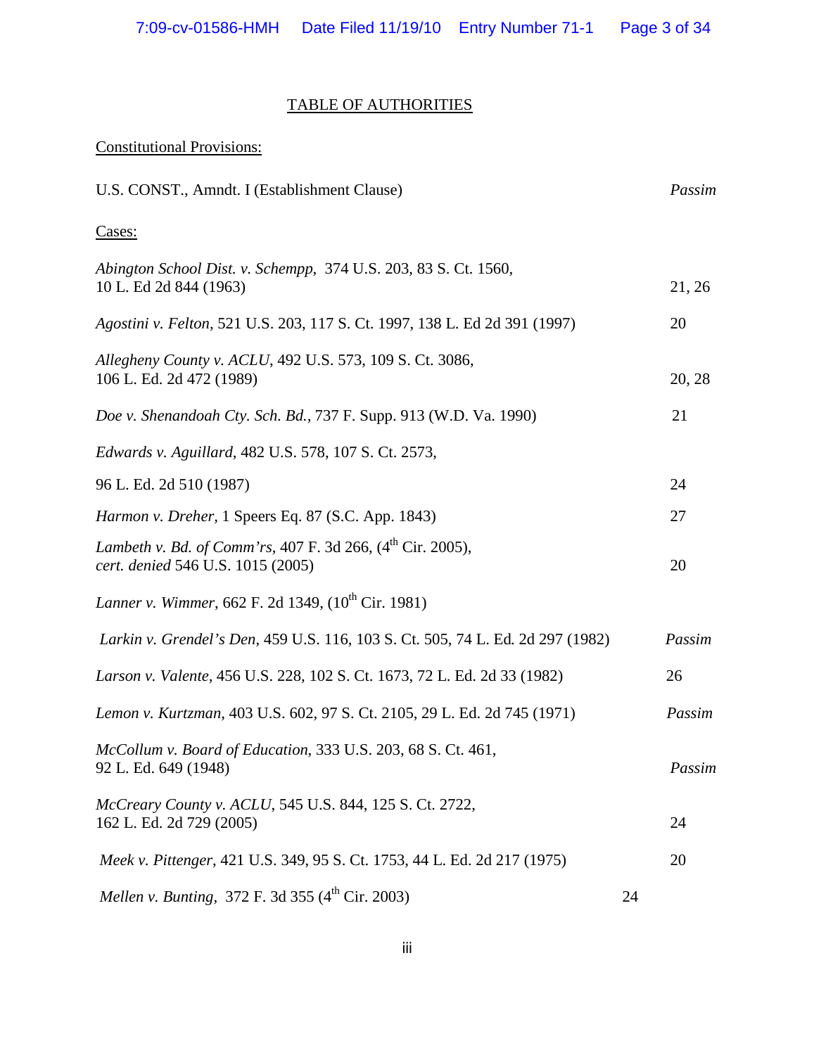## TABLE OF AUTHORITIES

Constitutional Provisions:

| | |
|---|---|
| U.S. CONST., Amndt. I (Establishment Clause) | *Passim* |

Cases:

| | |
|---|---|
| *Abington School Dist. v. Schempp*, 374 U.S. 203, 83 S. Ct. 1560, 10 L. Ed 2d 844 (1963) | 21, 26 |
| *Agostini v. Felton*, 521 U.S. 203, 117 S. Ct. 1997, 138 L. Ed 2d 391 (1997) | 20 |
| *Allegheny County v. ACLU*, 492 U.S. 573, 109 S. Ct. 3086, 106 L. Ed. 2d 472 (1989) | 20, 28 |
| *Doe v. Shenandoah Cty. Sch. Bd.*, 737 F. Supp. 913 (W.D. Va. 1990) | 21 |
| *Edwards v. Aguillard*, 482 U.S. 578, 107 S. Ct. 2573, 96 L. Ed. 2d 510 (1987) | 24 |
| *Harmon v. Dreher*, 1 Speers Eq. 87 (S.C. App. 1843) | 27 |
| *Lambeth v. Bd. of Comm'rs*, 407 F. 3d 266, (4th Cir. 2005), *cert. denied* 546 U.S. 1015 (2005) | 20 |
| *Lanner v. Wimmer*, 662 F. 2d 1349, (10th Cir. 1981) | |
| *Larkin v. Grendel's Den*, 459 U.S. 116, 103 S. Ct. 505, 74 L. Ed. 2d 297 (1982) | *Passim* |
| *Larson v. Valente*, 456 U.S. 228, 102 S. Ct. 1673, 72 L. Ed. 2d 33 (1982) | 26 |
| *Lemon v. Kurtzman*, 403 U.S. 602, 97 S. Ct. 2105, 29 L. Ed. 2d 745 (1971) | *Passim* |
| *McCollum v. Board of Education*, 333 U.S. 203, 68 S. Ct. 461, 92 L. Ed. 649 (1948) | *Passim* |
| *McCreary County v. ACLU*, 545 U.S. 844, 125 S. Ct. 2722, 162 L. Ed. 2d 729 (2005) | 24 |
| *Meek v. Pittenger*, 421 U.S. 349, 95 S. Ct. 1753, 44 L. Ed. 2d 217 (1975) | 20 |
| *Mellen v. Bunting*, 372 F. 3d 355 (4th Cir. 2003) | 24 |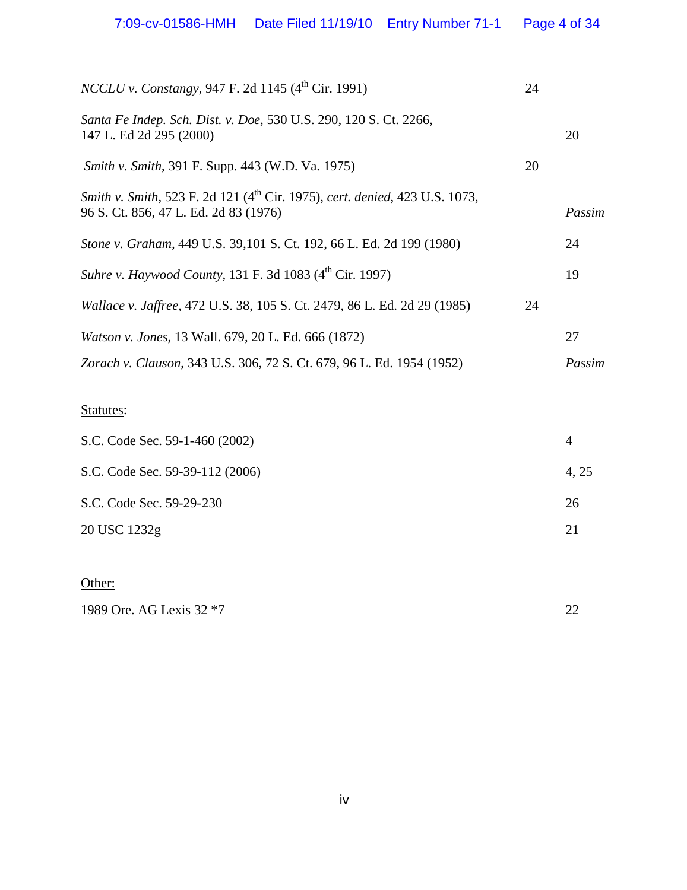| | | |
|---|---|---|
| *NCCLU v. Constangy*, 947 F. 2d 1145 (4th Cir. 1991) | 24 | |
| *Santa Fe Indep. Sch. Dist. v. Doe*, 530 U.S. 290, 120 S. Ct. 2266, 147 L. Ed 2d 295 (2000) | | 20 |
| *Smith v. Smith*, 391 F. Supp. 443 (W.D. Va. 1975) | 20 | |
| *Smith v. Smith*, 523 F. 2d 121 (4th Cir. 1975), *cert. denied*, 423 U.S. 1073, 96 S. Ct. 856, 47 L. Ed. 2d 83 (1976) | | *Passim* |
| *Stone v. Graham*, 449 U.S. 39,101 S. Ct. 192, 66 L. Ed. 2d 199 (1980) | | 24 |
| *Suhre v. Haywood County*, 131 F. 3d 1083 (4th Cir. 1997) | | 19 |
| *Wallace v. Jaffree,* 472 U.S. 38, 105 S. Ct. 2479, 86 L. Ed. 2d 29 (1985) | 24 | |
| *Watson v. Jones*, 13 Wall. 679, 20 L. Ed. 666 (1872) | | 27 |
| *Zorach v. Clauson*, 343 U.S. 306, 72 S. Ct. 679, 96 L. Ed. 1954 (1952) | | *Passim* |

Statutes:

| | |
|---|---|
| S.C. Code Sec. 59-1-460 (2002) | 4 |
| S.C. Code Sec. 59-39-112 (2006) | 4, 25 |
| S.C. Code Sec. 59-29-230 | 26 |
| 20 USC 1232g | 21 |

Other:

| | |
|---|---|
| 1989 Ore. AG Lexis 32 *7 | 22 |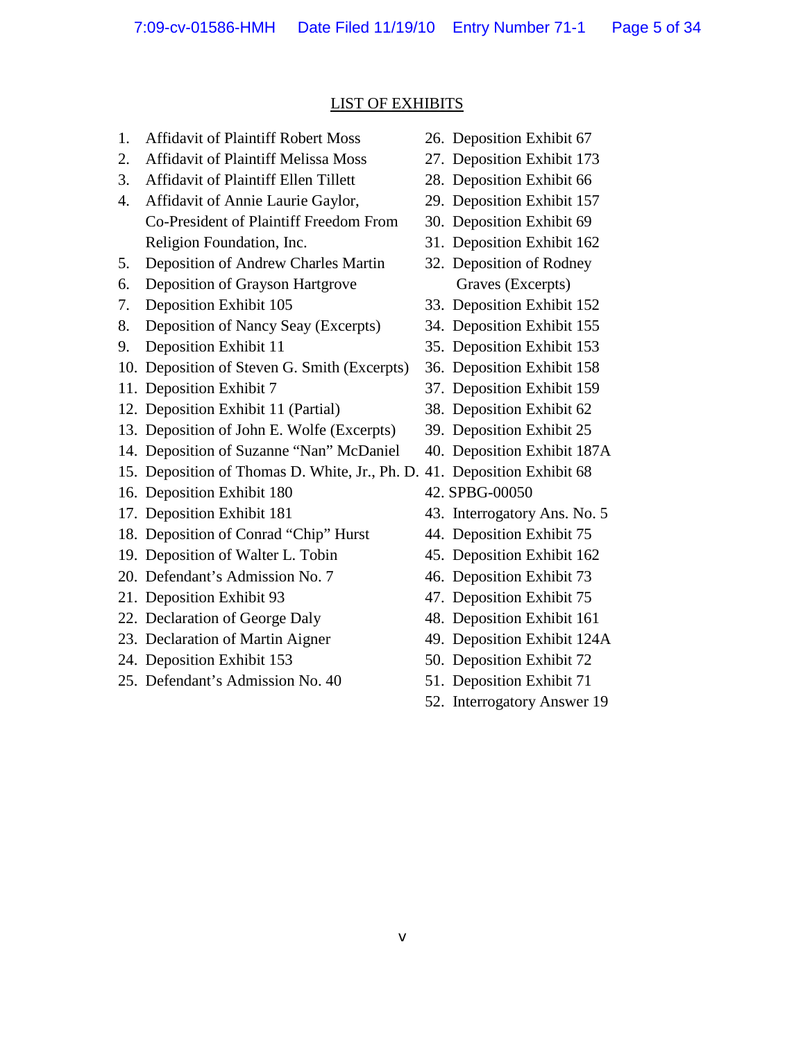# LIST OF EXHIBITS

1. Affidavit of Plaintiff Robert Moss
2. Affidavit of Plaintiff Melissa Moss
3. Affidavit of Plaintiff Ellen Tillett
4. Affidavit of Annie Laurie Gaylor, Co-President of Plaintiff Freedom From Religion Foundation, Inc.
5. Deposition of Andrew Charles Martin
6. Deposition of Grayson Hartgrove
7. Deposition Exhibit 105
8. Deposition of Nancy Seay (Excerpts)
9. Deposition Exhibit 11
10. Deposition of Steven G. Smith (Excerpts)
11. Deposition Exhibit 7
12. Deposition Exhibit 11 (Partial)
13. Deposition of John E. Wolfe (Excerpts)
14. Deposition of Suzanne "Nan" McDaniel
15. Deposition of Thomas D. White, Jr., Ph. D.
16. Deposition Exhibit 180
17. Deposition Exhibit 181
18. Deposition of Conrad "Chip" Hurst
19. Deposition of Walter L. Tobin
20. Defendant's Admission No. 7
21. Deposition Exhibit 93
22. Declaration of George Daly
23. Declaration of Martin Aigner
24. Deposition Exhibit 153
25. Defendant's Admission No. 40
26. Deposition Exhibit 67
27. Deposition Exhibit 173
28. Deposition Exhibit 66
29. Deposition Exhibit 157
30. Deposition Exhibit 69
31. Deposition Exhibit 162
32. Deposition of Rodney Graves (Excerpts)
33. Deposition Exhibit 152
34. Deposition Exhibit 155
35. Deposition Exhibit 153
36. Deposition Exhibit 158
37. Deposition Exhibit 159
38. Deposition Exhibit 62
39. Deposition Exhibit 25
40. Deposition Exhibit 187A
41. Deposition Exhibit 68
42. SPBG-00050
43. Interrogatory Ans. No. 5
44. Deposition Exhibit 75
45. Deposition Exhibit 162
46. Deposition Exhibit 73
47. Deposition Exhibit 75
48. Deposition Exhibit 161
49. Deposition Exhibit 124A
50. Deposition Exhibit 72
51. Deposition Exhibit 71
52. Interrogatory Answer 19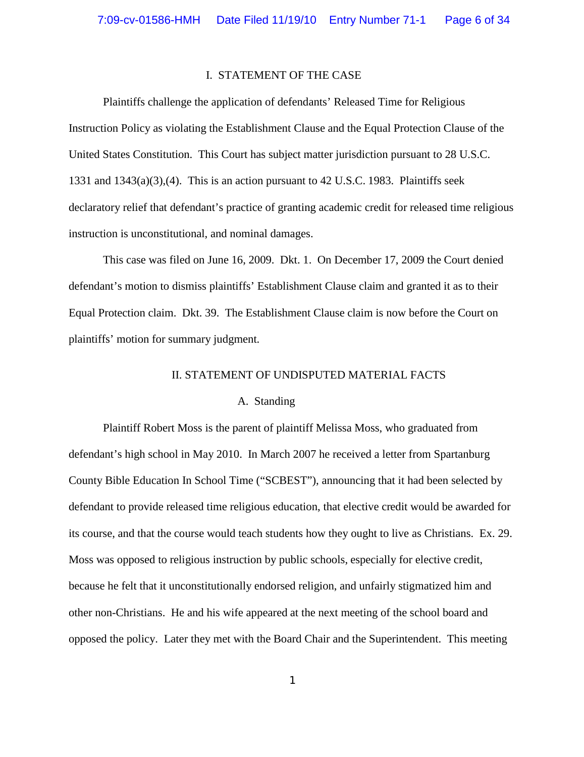## I. STATEMENT OF THE CASE

Plaintiffs challenge the application of defendants' Released Time for Religious Instruction Policy as violating the Establishment Clause and the Equal Protection Clause of the United States Constitution. This Court has subject matter jurisdiction pursuant to 28 U.S.C. 1331 and 1343(a)(3),(4). This is an action pursuant to 42 U.S.C. 1983. Plaintiffs seek declaratory relief that defendant's practice of granting academic credit for released time religious instruction is unconstitutional, and nominal damages.

This case was filed on June 16, 2009. Dkt. 1. On December 17, 2009 the Court denied defendant's motion to dismiss plaintiffs' Establishment Clause claim and granted it as to their Equal Protection claim. Dkt. 39. The Establishment Clause claim is now before the Court on plaintiffs' motion for summary judgment.

## II. STATEMENT OF UNDISPUTED MATERIAL FACTS

### A. Standing

Plaintiff Robert Moss is the parent of plaintiff Melissa Moss, who graduated from defendant's high school in May 2010. In March 2007 he received a letter from Spartanburg County Bible Education In School Time ("SCBEST"), announcing that it had been selected by defendant to provide released time religious education, that elective credit would be awarded for its course, and that the course would teach students how they ought to live as Christians. Ex. 29. Moss was opposed to religious instruction by public schools, especially for elective credit, because he felt that it unconstitutionally endorsed religion, and unfairly stigmatized him and other non-Christians. He and his wife appeared at the next meeting of the school board and opposed the policy. Later they met with the Board Chair and the Superintendent. This meeting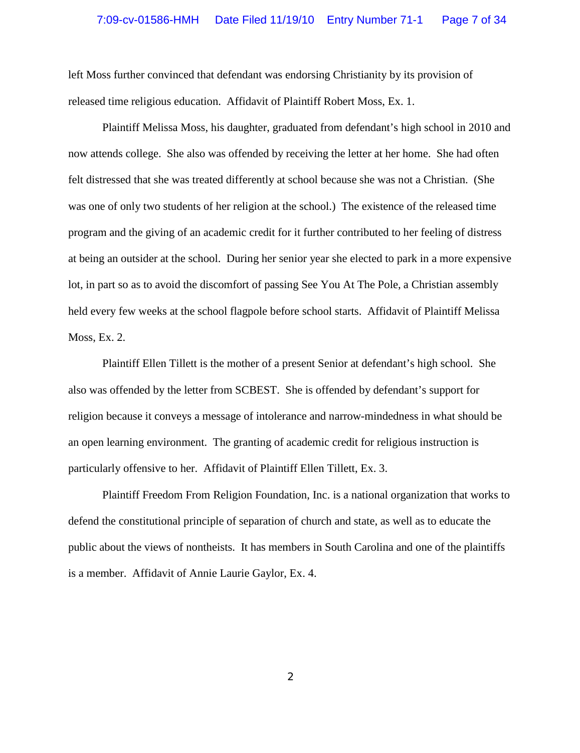left Moss further convinced that defendant was endorsing Christianity by its provision of released time religious education. Affidavit of Plaintiff Robert Moss, Ex. 1.

Plaintiff Melissa Moss, his daughter, graduated from defendant's high school in 2010 and now attends college. She also was offended by receiving the letter at her home. She had often felt distressed that she was treated differently at school because she was not a Christian. (She was one of only two students of her religion at the school.) The existence of the released time program and the giving of an academic credit for it further contributed to her feeling of distress at being an outsider at the school. During her senior year she elected to park in a more expensive lot, in part so as to avoid the discomfort of passing See You At The Pole, a Christian assembly held every few weeks at the school flagpole before school starts. Affidavit of Plaintiff Melissa Moss, Ex. 2.

Plaintiff Ellen Tillett is the mother of a present Senior at defendant's high school. She also was offended by the letter from SCBEST. She is offended by defendant's support for religion because it conveys a message of intolerance and narrow-mindedness in what should be an open learning environment. The granting of academic credit for religious instruction is particularly offensive to her. Affidavit of Plaintiff Ellen Tillett, Ex. 3.

Plaintiff Freedom From Religion Foundation, Inc. is a national organization that works to defend the constitutional principle of separation of church and state, as well as to educate the public about the views of nontheists. It has members in South Carolina and one of the plaintiffs is a member. Affidavit of Annie Laurie Gaylor, Ex. 4.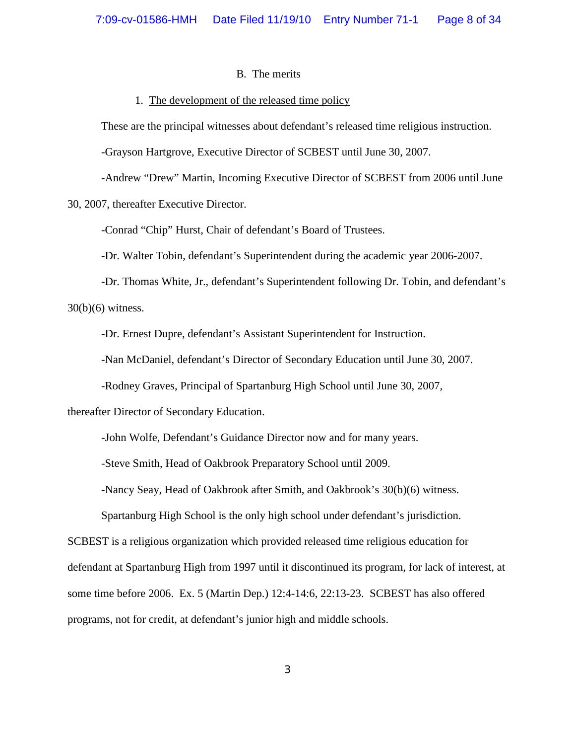### B. The merits

#### 1. The development of the released time policy

These are the principal witnesses about defendant's released time religious instruction.

-Grayson Hartgrove, Executive Director of SCBEST until June 30, 2007.

-Andrew "Drew" Martin, Incoming Executive Director of SCBEST from 2006 until June 30, 2007, thereafter Executive Director.

-Conrad "Chip" Hurst, Chair of defendant's Board of Trustees.

-Dr. Walter Tobin, defendant's Superintendent during the academic year 2006-2007.

-Dr. Thomas White, Jr., defendant's Superintendent following Dr. Tobin, and defendant's 30(b)(6) witness.

-Dr. Ernest Dupre, defendant's Assistant Superintendent for Instruction.

-Nan McDaniel, defendant's Director of Secondary Education until June 30, 2007.

-Rodney Graves, Principal of Spartanburg High School until June 30, 2007, thereafter Director of Secondary Education.

-John Wolfe, Defendant's Guidance Director now and for many years.

-Steve Smith, Head of Oakbrook Preparatory School until 2009.

-Nancy Seay, Head of Oakbrook after Smith, and Oakbrook's 30(b)(6) witness.

Spartanburg High School is the only high school under defendant's jurisdiction. SCBEST is a religious organization which provided released time religious education for defendant at Spartanburg High from 1997 until it discontinued its program, for lack of interest, at some time before 2006. Ex. 5 (Martin Dep.) 12:4-14:6, 22:13-23. SCBEST has also offered programs, not for credit, at defendant's junior high and middle schools.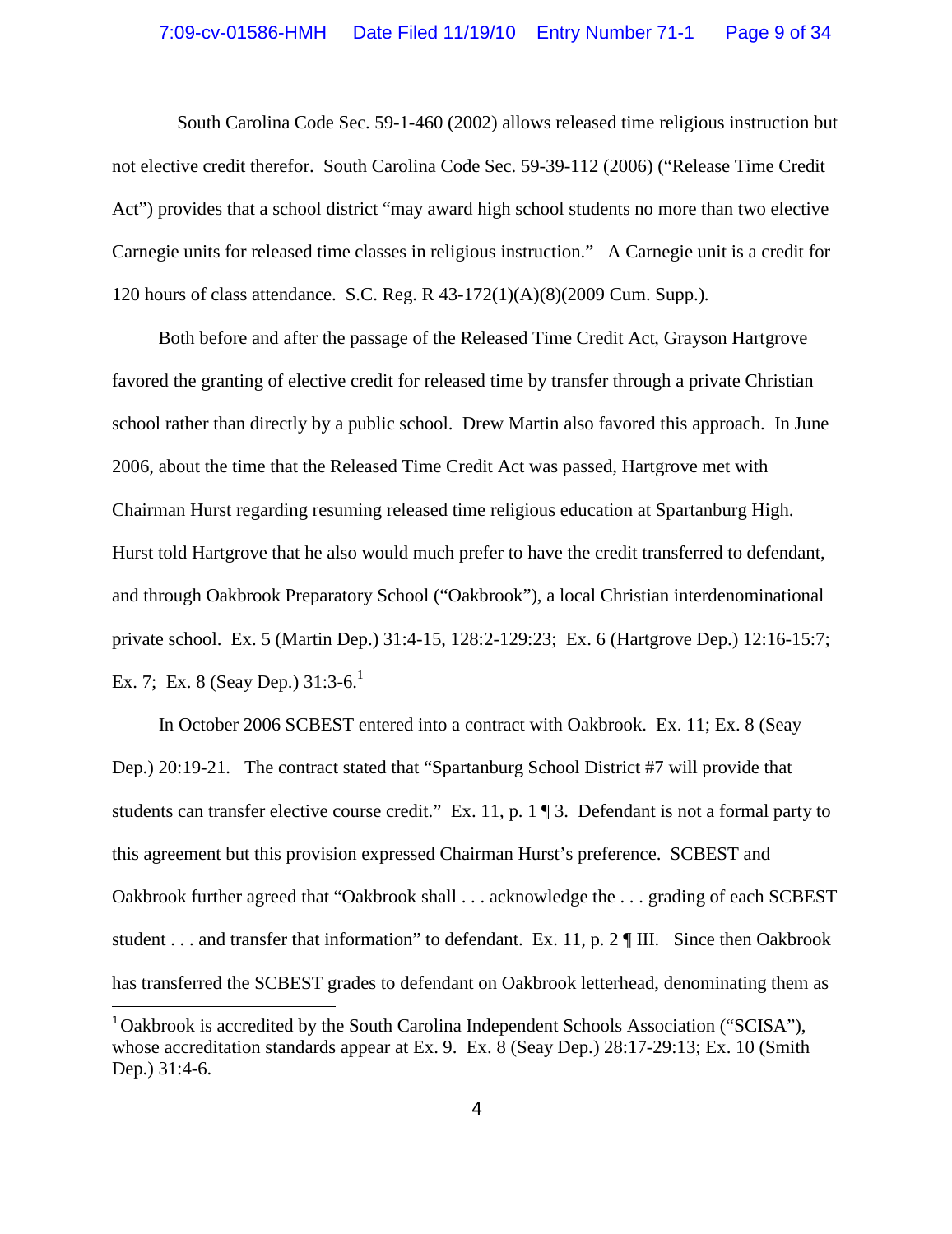South Carolina Code Sec. 59-1-460 (2002) allows released time religious instruction but not elective credit therefor. South Carolina Code Sec. 59-39-112 (2006) ("Release Time Credit Act") provides that a school district "may award high school students no more than two elective Carnegie units for released time classes in religious instruction." A Carnegie unit is a credit for 120 hours of class attendance. S.C. Reg. R 43-172(1)(A)(8)(2009 Cum. Supp.).

Both before and after the passage of the Released Time Credit Act, Grayson Hartgrove favored the granting of elective credit for released time by transfer through a private Christian school rather than directly by a public school. Drew Martin also favored this approach. In June 2006, about the time that the Released Time Credit Act was passed, Hartgrove met with Chairman Hurst regarding resuming released time religious education at Spartanburg High. Hurst told Hartgrove that he also would much prefer to have the credit transferred to defendant, and through Oakbrook Preparatory School ("Oakbrook"), a local Christian interdenominational private school. Ex. 5 (Martin Dep.) 31:4-15, 128:2-129:23; Ex. 6 (Hartgrove Dep.) 12:16-15:7; Ex. 7; Ex. 8 (Seay Dep.) 31:3-6.[1]

In October 2006 SCBEST entered into a contract with Oakbrook. Ex. 11; Ex. 8 (Seay Dep.) 20:19-21. The contract stated that "Spartanburg School District #7 will provide that students can transfer elective course credit." Ex. 11, p. 1 ¶ 3. Defendant is not a formal party to this agreement but this provision expressed Chairman Hurst's preference. SCBEST and Oakbrook further agreed that "Oakbrook shall . . . acknowledge the . . . grading of each SCBEST student . . . and transfer that information" to defendant. Ex. 11, p. 2 ¶ III. Since then Oakbrook has transferred the SCBEST grades to defendant on Oakbrook letterhead, denominating them as

[1] Oakbrook is accredited by the South Carolina Independent Schools Association ("SCISA"), whose accreditation standards appear at Ex. 9. Ex. 8 (Seay Dep.) 28:17-29:13; Ex. 10 (Smith Dep.) 31:4-6.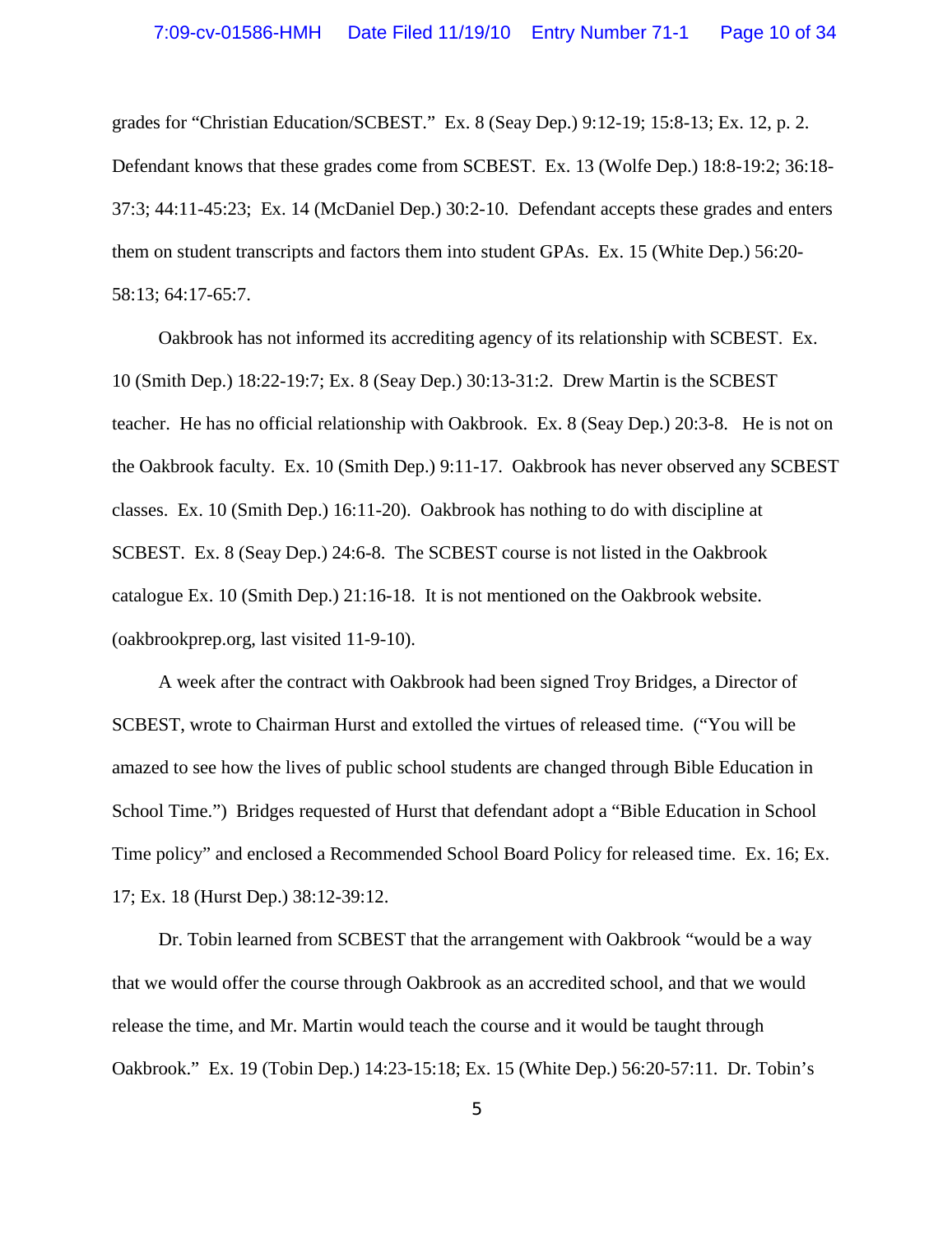grades for "Christian Education/SCBEST." Ex. 8 (Seay Dep.) 9:12-19; 15:8-13; Ex. 12, p. 2. Defendant knows that these grades come from SCBEST. Ex. 13 (Wolfe Dep.) 18:8-19:2; 36:18-37:3; 44:11-45:23; Ex. 14 (McDaniel Dep.) 30:2-10. Defendant accepts these grades and enters them on student transcripts and factors them into student GPAs. Ex. 15 (White Dep.) 56:20-58:13; 64:17-65:7.

Oakbrook has not informed its accrediting agency of its relationship with SCBEST. Ex. 10 (Smith Dep.) 18:22-19:7; Ex. 8 (Seay Dep.) 30:13-31:2. Drew Martin is the SCBEST teacher. He has no official relationship with Oakbrook. Ex. 8 (Seay Dep.) 20:3-8. He is not on the Oakbrook faculty. Ex. 10 (Smith Dep.) 9:11-17. Oakbrook has never observed any SCBEST classes. Ex. 10 (Smith Dep.) 16:11-20). Oakbrook has nothing to do with discipline at SCBEST. Ex. 8 (Seay Dep.) 24:6-8. The SCBEST course is not listed in the Oakbrook catalogue Ex. 10 (Smith Dep.) 21:16-18. It is not mentioned on the Oakbrook website. (oakbrookprep.org, last visited 11-9-10).

A week after the contract with Oakbrook had been signed Troy Bridges, a Director of SCBEST, wrote to Chairman Hurst and extolled the virtues of released time. ("You will be amazed to see how the lives of public school students are changed through Bible Education in School Time.") Bridges requested of Hurst that defendant adopt a "Bible Education in School Time policy" and enclosed a Recommended School Board Policy for released time. Ex. 16; Ex. 17; Ex. 18 (Hurst Dep.) 38:12-39:12.

Dr. Tobin learned from SCBEST that the arrangement with Oakbrook "would be a way that we would offer the course through Oakbrook as an accredited school, and that we would release the time, and Mr. Martin would teach the course and it would be taught through Oakbrook." Ex. 19 (Tobin Dep.) 14:23-15:18; Ex. 15 (White Dep.) 56:20-57:11. Dr. Tobin's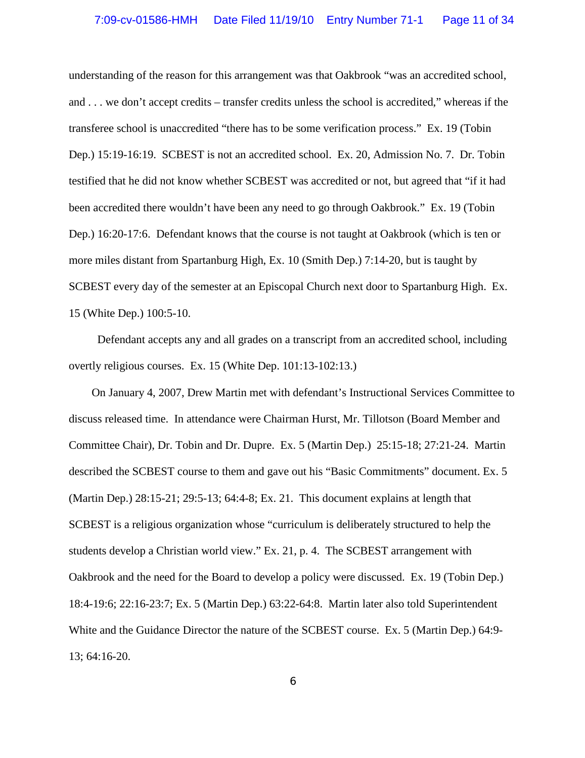understanding of the reason for this arrangement was that Oakbrook "was an accredited school, and . . . we don't accept credits – transfer credits unless the school is accredited," whereas if the transferee school is unaccredited "there has to be some verification process." Ex. 19 (Tobin Dep.) 15:19-16:19. SCBEST is not an accredited school. Ex. 20, Admission No. 7. Dr. Tobin testified that he did not know whether SCBEST was accredited or not, but agreed that "if it had been accredited there wouldn't have been any need to go through Oakbrook." Ex. 19 (Tobin Dep.) 16:20-17:6. Defendant knows that the course is not taught at Oakbrook (which is ten or more miles distant from Spartanburg High, Ex. 10 (Smith Dep.) 7:14-20, but is taught by SCBEST every day of the semester at an Episcopal Church next door to Spartanburg High. Ex. 15 (White Dep.) 100:5-10.

Defendant accepts any and all grades on a transcript from an accredited school, including overtly religious courses. Ex. 15 (White Dep. 101:13-102:13.)

On January 4, 2007, Drew Martin met with defendant's Instructional Services Committee to discuss released time. In attendance were Chairman Hurst, Mr. Tillotson (Board Member and Committee Chair), Dr. Tobin and Dr. Dupre. Ex. 5 (Martin Dep.) 25:15-18; 27:21-24. Martin described the SCBEST course to them and gave out his "Basic Commitments" document. Ex. 5 (Martin Dep.) 28:15-21; 29:5-13; 64:4-8; Ex. 21. This document explains at length that SCBEST is a religious organization whose "curriculum is deliberately structured to help the students develop a Christian world view." Ex. 21, p. 4. The SCBEST arrangement with Oakbrook and the need for the Board to develop a policy were discussed. Ex. 19 (Tobin Dep.) 18:4-19:6; 22:16-23:7; Ex. 5 (Martin Dep.) 63:22-64:8. Martin later also told Superintendent White and the Guidance Director the nature of the SCBEST course. Ex. 5 (Martin Dep.) 64:9-13; 64:16-20.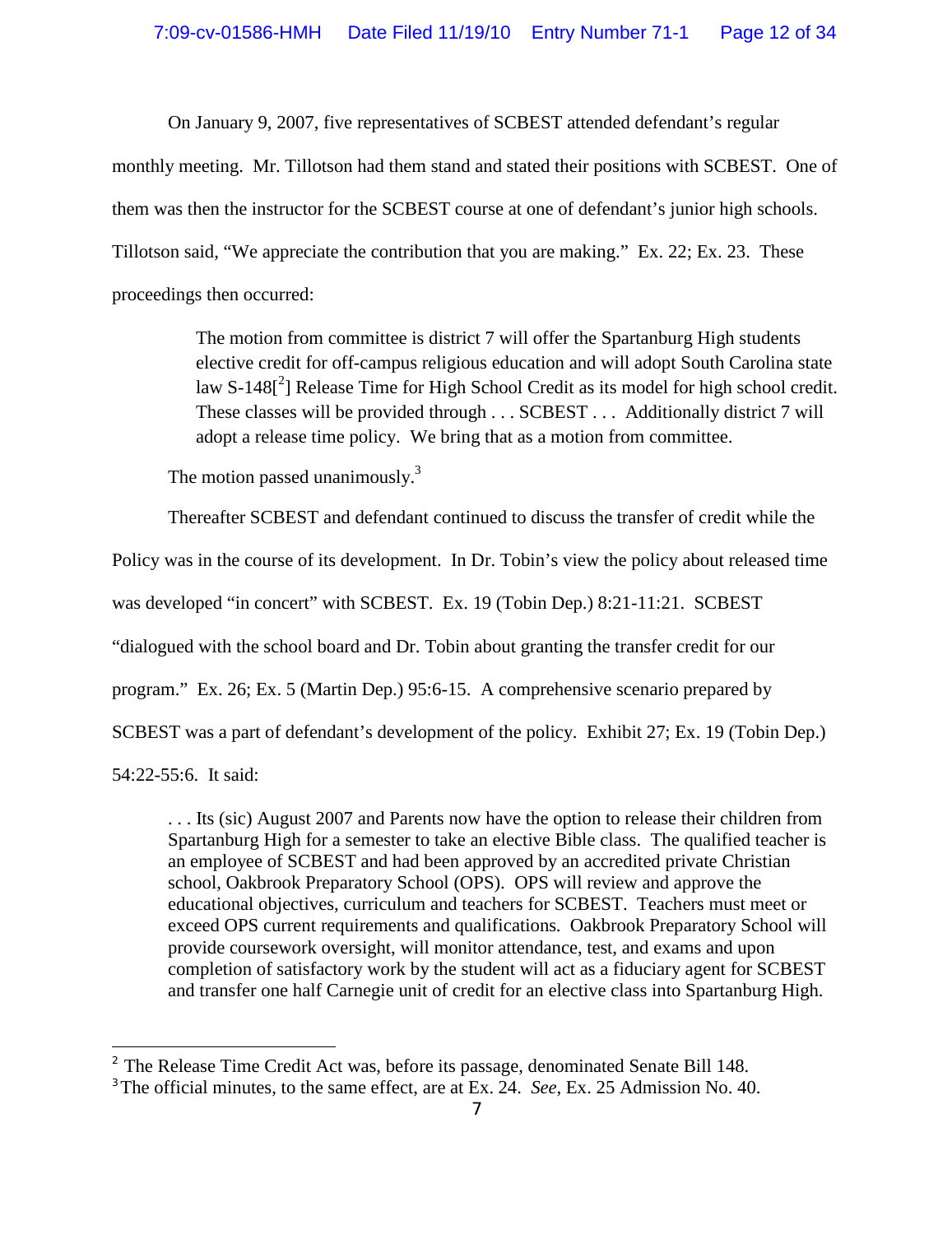On January 9, 2007, five representatives of SCBEST attended defendant's regular monthly meeting. Mr. Tillotson had them stand and stated their positions with SCBEST. One of them was then the instructor for the SCBEST course at one of defendant's junior high schools. Tillotson said, "We appreciate the contribution that you are making." Ex. 22; Ex. 23. These proceedings then occurred:

> The motion from committee is district 7 will offer the Spartanburg High students elective credit for off-campus religious education and will adopt South Carolina state law S-148[[2]] Release Time for High School Credit as its model for high school credit. These classes will be provided through . . . SCBEST . . . Additionally district 7 will adopt a release time policy. We bring that as a motion from committee.

The motion passed unanimously.[3]

Thereafter SCBEST and defendant continued to discuss the transfer of credit while the Policy was in the course of its development. In Dr. Tobin's view the policy about released time was developed "in concert" with SCBEST. Ex. 19 (Tobin Dep.) 8:21-11:21. SCBEST "dialogued with the school board and Dr. Tobin about granting the transfer credit for our program." Ex. 26; Ex. 5 (Martin Dep.) 95:6-15. A comprehensive scenario prepared by SCBEST was a part of defendant's development of the policy. Exhibit 27; Ex. 19 (Tobin Dep.) 54:22-55:6. It said:

> . . . Its (sic) August 2007 and Parents now have the option to release their children from Spartanburg High for a semester to take an elective Bible class. The qualified teacher is an employee of SCBEST and had been approved by an accredited private Christian school, Oakbrook Preparatory School (OPS). OPS will review and approve the educational objectives, curriculum and teachers for SCBEST. Teachers must meet or exceed OPS current requirements and qualifications. Oakbrook Preparatory School will provide coursework oversight, will monitor attendance, test, and exams and upon completion of satisfactory work by the student will act as a fiduciary agent for SCBEST and transfer one half Carnegie unit of credit for an elective class into Spartanburg High.

---

[2] The Release Time Credit Act was, before its passage, denominated Senate Bill 148.

[3] The official minutes, to the same effect, are at Ex. 24. *See,* Ex. 25 Admission No. 40.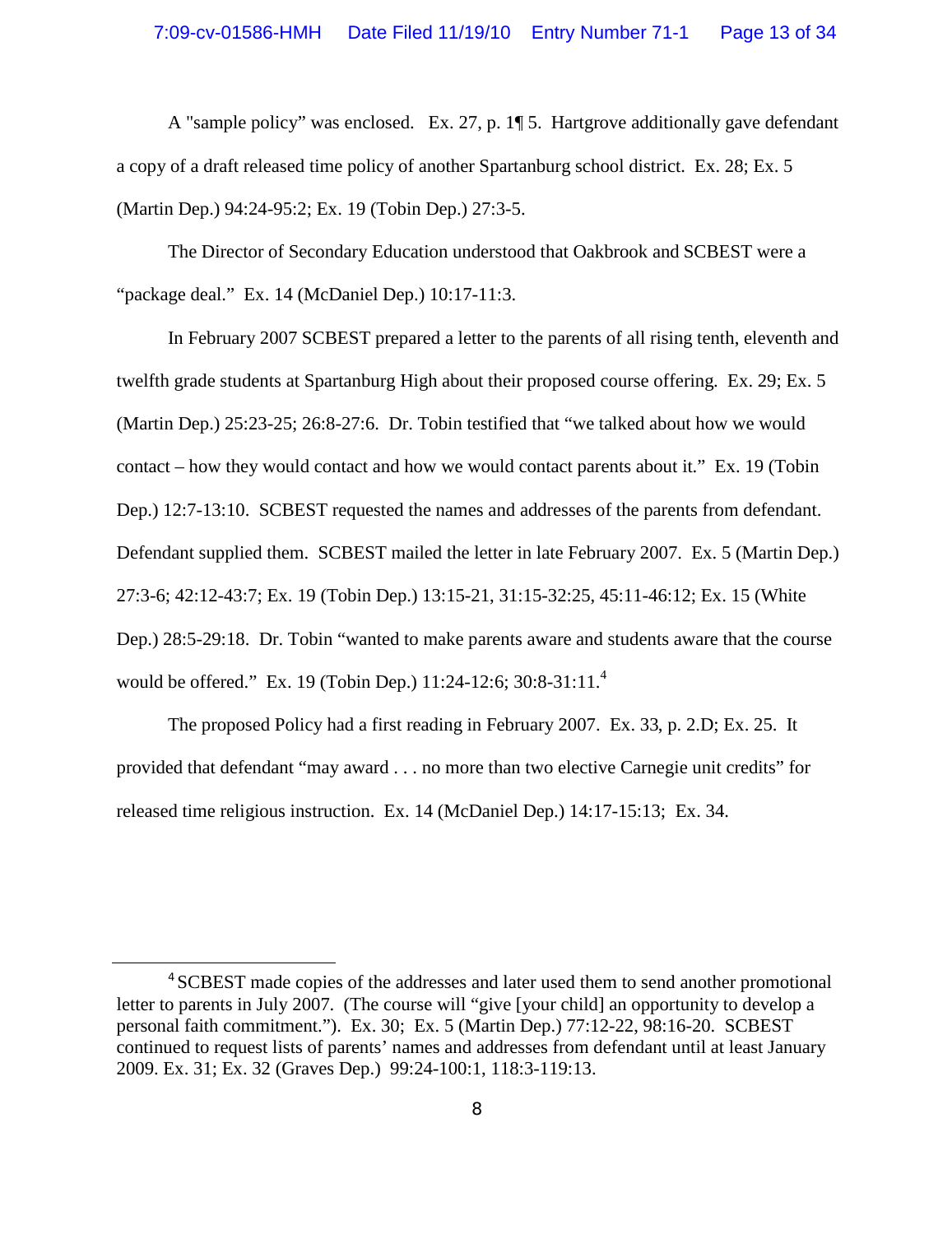A "sample policy" was enclosed. Ex. 27, p. 1¶ 5. Hartgrove additionally gave defendant a copy of a draft released time policy of another Spartanburg school district. Ex. 28; Ex. 5 (Martin Dep.) 94:24-95:2; Ex. 19 (Tobin Dep.) 27:3-5.

The Director of Secondary Education understood that Oakbrook and SCBEST were a "package deal." Ex. 14 (McDaniel Dep.) 10:17-11:3.

In February 2007 SCBEST prepared a letter to the parents of all rising tenth, eleventh and twelfth grade students at Spartanburg High about their proposed course offering. Ex. 29; Ex. 5 (Martin Dep.) 25:23-25; 26:8-27:6. Dr. Tobin testified that "we talked about how we would contact – how they would contact and how we would contact parents about it." Ex. 19 (Tobin Dep.) 12:7-13:10. SCBEST requested the names and addresses of the parents from defendant. Defendant supplied them. SCBEST mailed the letter in late February 2007. Ex. 5 (Martin Dep.) 27:3-6; 42:12-43:7; Ex. 19 (Tobin Dep.) 13:15-21, 31:15-32:25, 45:11-46:12; Ex. 15 (White Dep.) 28:5-29:18. Dr. Tobin "wanted to make parents aware and students aware that the course would be offered." Ex. 19 (Tobin Dep.) 11:24-12:6; 30:8-31:11.[4]

The proposed Policy had a first reading in February 2007. Ex. 33, p. 2.D; Ex. 25. It provided that defendant "may award . . . no more than two elective Carnegie unit credits" for released time religious instruction. Ex. 14 (McDaniel Dep.) 14:17-15:13; Ex. 34.

---

[4] SCBEST made copies of the addresses and later used them to send another promotional letter to parents in July 2007. (The course will "give [your child] an opportunity to develop a personal faith commitment."). Ex. 30; Ex. 5 (Martin Dep.) 77:12-22, 98:16-20. SCBEST continued to request lists of parents' names and addresses from defendant until at least January 2009. Ex. 31; Ex. 32 (Graves Dep.) 99:24-100:1, 118:3-119:13.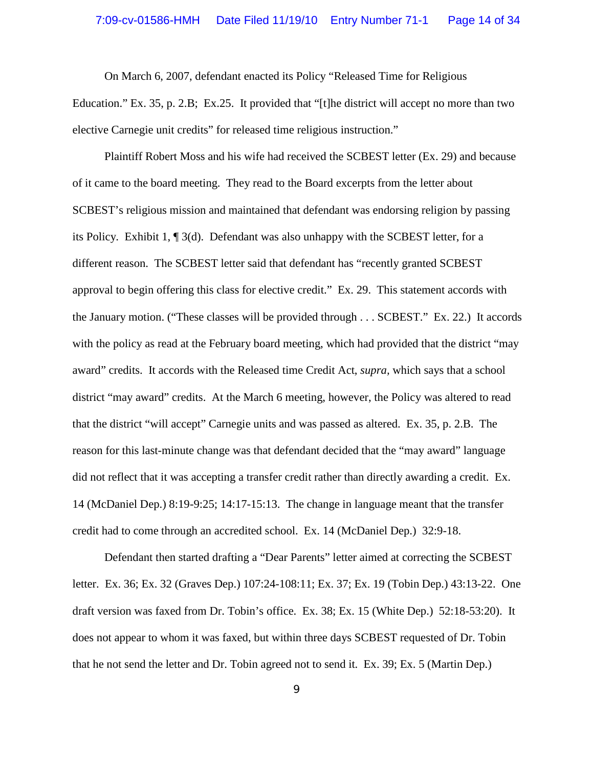On March 6, 2007, defendant enacted its Policy "Released Time for Religious Education." Ex. 35, p. 2.B; Ex.25. It provided that "[t]he district will accept no more than two elective Carnegie unit credits" for released time religious instruction."

Plaintiff Robert Moss and his wife had received the SCBEST letter (Ex. 29) and because of it came to the board meeting. They read to the Board excerpts from the letter about SCBEST's religious mission and maintained that defendant was endorsing religion by passing its Policy. Exhibit 1, ¶ 3(d). Defendant was also unhappy with the SCBEST letter, for a different reason. The SCBEST letter said that defendant has "recently granted SCBEST approval to begin offering this class for elective credit." Ex. 29. This statement accords with the January motion. ("These classes will be provided through . . . SCBEST." Ex. 22.) It accords with the policy as read at the February board meeting, which had provided that the district "may award" credits. It accords with the Released time Credit Act, *supra,* which says that a school district "may award" credits. At the March 6 meeting, however, the Policy was altered to read that the district "will accept" Carnegie units and was passed as altered. Ex. 35, p. 2.B. The reason for this last-minute change was that defendant decided that the "may award" language did not reflect that it was accepting a transfer credit rather than directly awarding a credit. Ex. 14 (McDaniel Dep.) 8:19-9:25; 14:17-15:13. The change in language meant that the transfer credit had to come through an accredited school. Ex. 14 (McDaniel Dep.) 32:9-18.

Defendant then started drafting a "Dear Parents" letter aimed at correcting the SCBEST letter. Ex. 36; Ex. 32 (Graves Dep.) 107:24-108:11; Ex. 37; Ex. 19 (Tobin Dep.) 43:13-22. One draft version was faxed from Dr. Tobin's office. Ex. 38; Ex. 15 (White Dep.) 52:18-53:20). It does not appear to whom it was faxed, but within three days SCBEST requested of Dr. Tobin that he not send the letter and Dr. Tobin agreed not to send it. Ex. 39; Ex. 5 (Martin Dep.)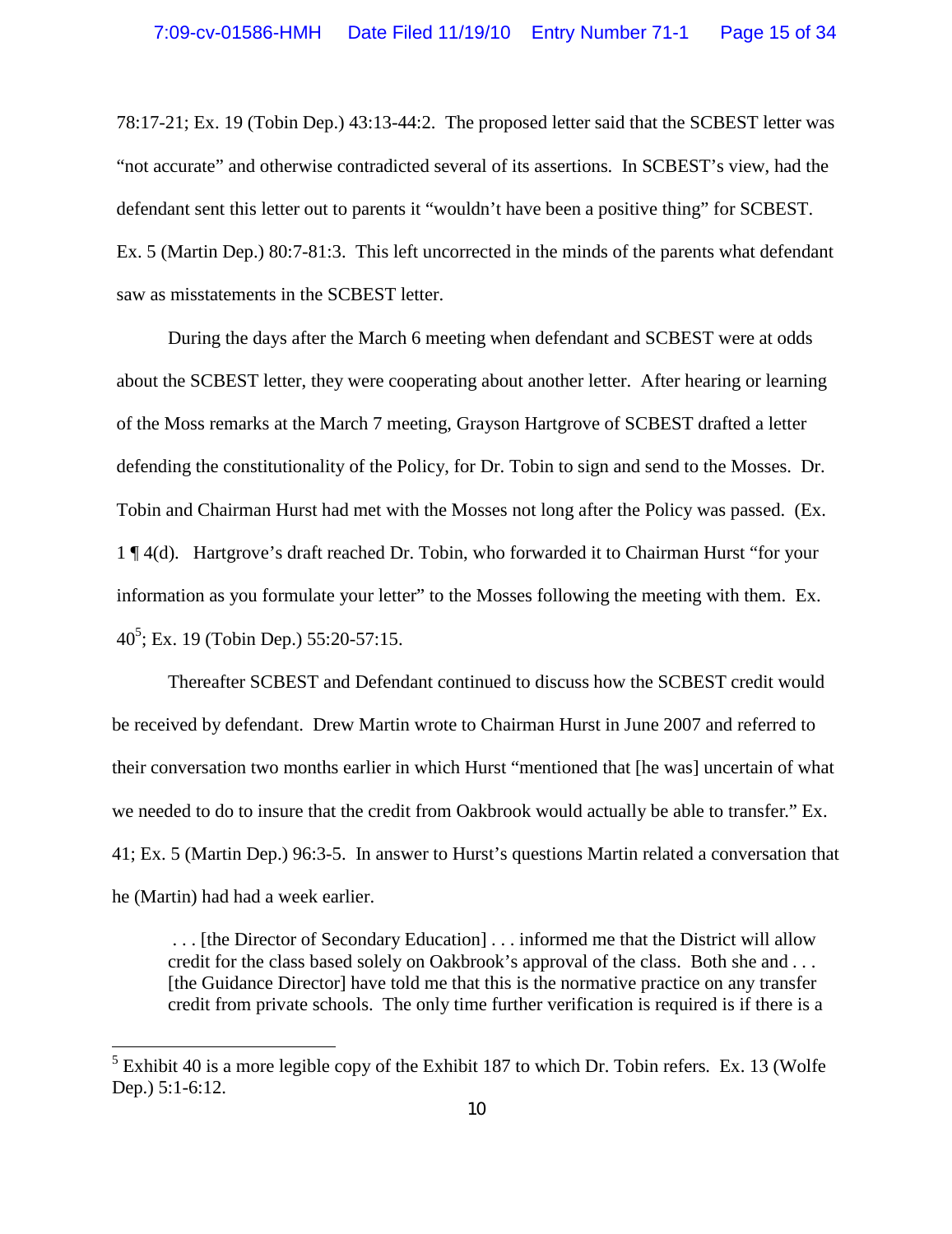78:17-21; Ex. 19 (Tobin Dep.) 43:13-44:2. The proposed letter said that the SCBEST letter was "not accurate" and otherwise contradicted several of its assertions. In SCBEST's view, had the defendant sent this letter out to parents it "wouldn't have been a positive thing" for SCBEST. Ex. 5 (Martin Dep.) 80:7-81:3. This left uncorrected in the minds of the parents what defendant saw as misstatements in the SCBEST letter.

During the days after the March 6 meeting when defendant and SCBEST were at odds about the SCBEST letter, they were cooperating about another letter. After hearing or learning of the Moss remarks at the March 7 meeting, Grayson Hartgrove of SCBEST drafted a letter defending the constitutionality of the Policy, for Dr. Tobin to sign and send to the Mosses. Dr. Tobin and Chairman Hurst had met with the Mosses not long after the Policy was passed. (Ex. 1 ¶ 4(d). Hartgrove's draft reached Dr. Tobin, who forwarded it to Chairman Hurst "for your information as you formulate your letter" to the Mosses following the meeting with them. Ex. 40[5]; Ex. 19 (Tobin Dep.) 55:20-57:15.

Thereafter SCBEST and Defendant continued to discuss how the SCBEST credit would be received by defendant. Drew Martin wrote to Chairman Hurst in June 2007 and referred to their conversation two months earlier in which Hurst "mentioned that [he was] uncertain of what we needed to do to insure that the credit from Oakbrook would actually be able to transfer." Ex. 41; Ex. 5 (Martin Dep.) 96:3-5. In answer to Hurst's questions Martin related a conversation that he (Martin) had had a week earlier.

> . . . [the Director of Secondary Education] . . . informed me that the District will allow credit for the class based solely on Oakbrook's approval of the class. Both she and . . . [the Guidance Director] have told me that this is the normative practice on any transfer credit from private schools. The only time further verification is required is if there is a

---

[5] Exhibit 40 is a more legible copy of the Exhibit 187 to which Dr. Tobin refers. Ex. 13 (Wolfe Dep.) 5:1-6:12.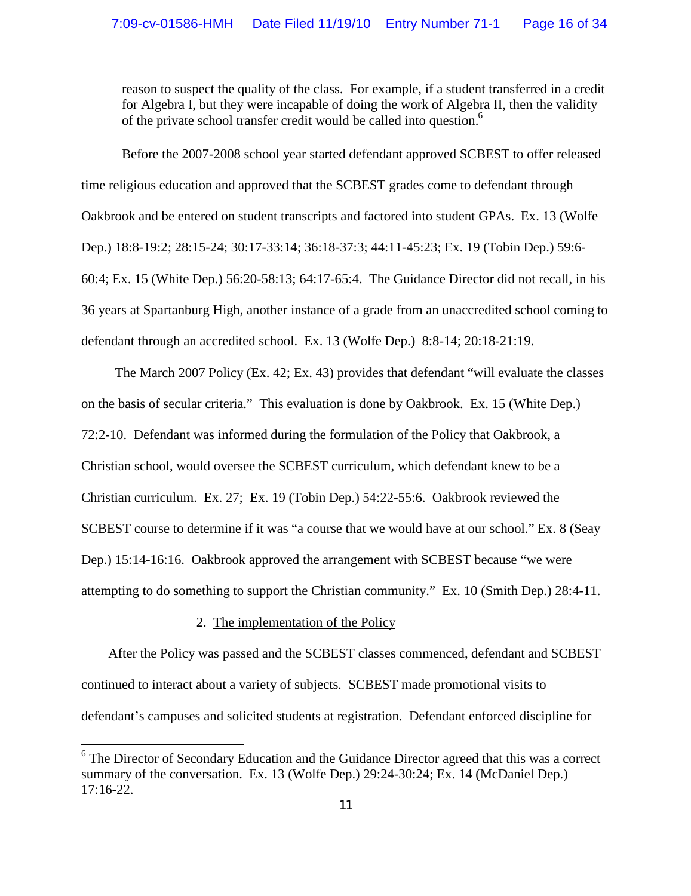reason to suspect the quality of the class. For example, if a student transferred in a credit for Algebra I, but they were incapable of doing the work of Algebra II, then the validity of the private school transfer credit would be called into question.[6]

Before the 2007-2008 school year started defendant approved SCBEST to offer released time religious education and approved that the SCBEST grades come to defendant through Oakbrook and be entered on student transcripts and factored into student GPAs. Ex. 13 (Wolfe Dep.) 18:8-19:2; 28:15-24; 30:17-33:14; 36:18-37:3; 44:11-45:23; Ex. 19 (Tobin Dep.) 59:6-60:4; Ex. 15 (White Dep.) 56:20-58:13; 64:17-65:4. The Guidance Director did not recall, in his 36 years at Spartanburg High, another instance of a grade from an unaccredited school coming to defendant through an accredited school. Ex. 13 (Wolfe Dep.) 8:8-14; 20:18-21:19.

The March 2007 Policy (Ex. 42; Ex. 43) provides that defendant "will evaluate the classes on the basis of secular criteria." This evaluation is done by Oakbrook. Ex. 15 (White Dep.) 72:2-10. Defendant was informed during the formulation of the Policy that Oakbrook, a Christian school, would oversee the SCBEST curriculum, which defendant knew to be a Christian curriculum. Ex. 27; Ex. 19 (Tobin Dep.) 54:22-55:6. Oakbrook reviewed the SCBEST course to determine if it was "a course that we would have at our school." Ex. 8 (Seay Dep.) 15:14-16:16. Oakbrook approved the arrangement with SCBEST because "we were attempting to do something to support the Christian community." Ex. 10 (Smith Dep.) 28:4-11.

2. The implementation of the Policy

After the Policy was passed and the SCBEST classes commenced, defendant and SCBEST continued to interact about a variety of subjects. SCBEST made promotional visits to defendant's campuses and solicited students at registration. Defendant enforced discipline for

[6] The Director of Secondary Education and the Guidance Director agreed that this was a correct summary of the conversation. Ex. 13 (Wolfe Dep.) 29:24-30:24; Ex. 14 (McDaniel Dep.) 17:16-22.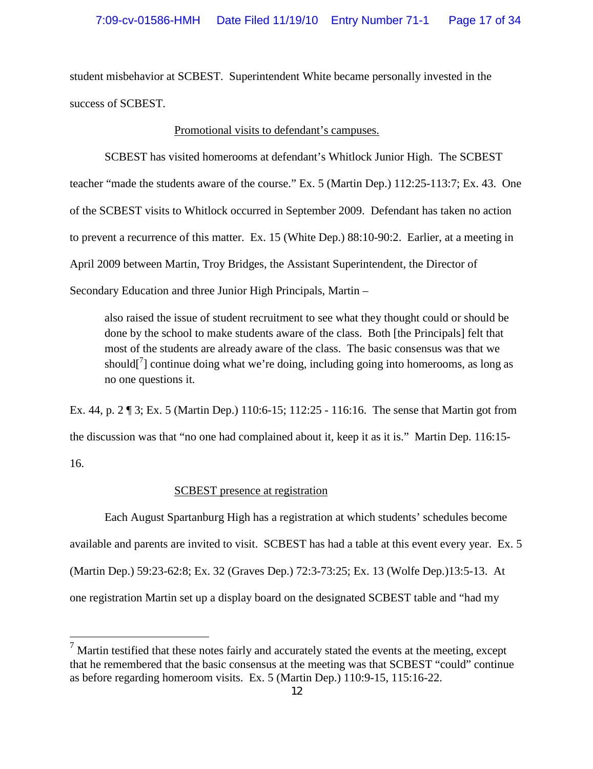student misbehavior at SCBEST. Superintendent White became personally invested in the success of SCBEST.

<u>Promotional visits to defendant's campuses.</u>

SCBEST has visited homerooms at defendant's Whitlock Junior High. The SCBEST teacher "made the students aware of the course." Ex. 5 (Martin Dep.) 112:25-113:7; Ex. 43. One of the SCBEST visits to Whitlock occurred in September 2009. Defendant has taken no action to prevent a recurrence of this matter. Ex. 15 (White Dep.) 88:10-90:2. Earlier, at a meeting in April 2009 between Martin, Troy Bridges, the Assistant Superintendent, the Director of Secondary Education and three Junior High Principals, Martin –

> also raised the issue of student recruitment to see what they thought could or should be done by the school to make students aware of the class. Both [the Principals] felt that most of the students are already aware of the class. The basic consensus was that we should[[7]] continue doing what we're doing, including going into homerooms, as long as no one questions it.

Ex. 44, p. 2 ¶ 3; Ex. 5 (Martin Dep.) 110:6-15; 112:25 - 116:16. The sense that Martin got from the discussion was that "no one had complained about it, keep it as it is." Martin Dep. 116:15-16.

<u>SCBEST presence at registration</u>

Each August Spartanburg High has a registration at which students' schedules become available and parents are invited to visit. SCBEST has had a table at this event every year. Ex. 5 (Martin Dep.) 59:23-62:8; Ex. 32 (Graves Dep.) 72:3-73:25; Ex. 13 (Wolfe Dep.)13:5-13. At one registration Martin set up a display board on the designated SCBEST table and "had my

---

[7] Martin testified that these notes fairly and accurately stated the events at the meeting, except that he remembered that the basic consensus at the meeting was that SCBEST "could" continue as before regarding homeroom visits. Ex. 5 (Martin Dep.) 110:9-15, 115:16-22.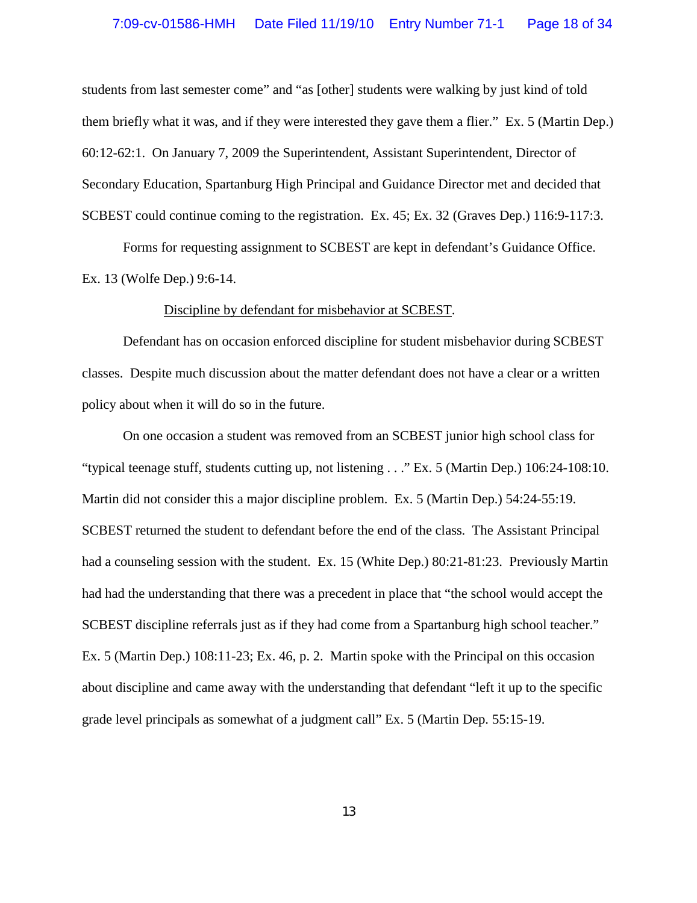students from last semester come" and "as [other] students were walking by just kind of told them briefly what it was, and if they were interested they gave them a flier." Ex. 5 (Martin Dep.) 60:12-62:1. On January 7, 2009 the Superintendent, Assistant Superintendent, Director of Secondary Education, Spartanburg High Principal and Guidance Director met and decided that SCBEST could continue coming to the registration. Ex. 45; Ex. 32 (Graves Dep.) 116:9-117:3.

Forms for requesting assignment to SCBEST are kept in defendant's Guidance Office. Ex. 13 (Wolfe Dep.) 9:6-14.

<u>Discipline by defendant for misbehavior at SCBEST</u>.

Defendant has on occasion enforced discipline for student misbehavior during SCBEST classes. Despite much discussion about the matter defendant does not have a clear or a written policy about when it will do so in the future.

On one occasion a student was removed from an SCBEST junior high school class for "typical teenage stuff, students cutting up, not listening . . ." Ex. 5 (Martin Dep.) 106:24-108:10. Martin did not consider this a major discipline problem. Ex. 5 (Martin Dep.) 54:24-55:19. SCBEST returned the student to defendant before the end of the class. The Assistant Principal had a counseling session with the student. Ex. 15 (White Dep.) 80:21-81:23. Previously Martin had had the understanding that there was a precedent in place that "the school would accept the SCBEST discipline referrals just as if they had come from a Spartanburg high school teacher." Ex. 5 (Martin Dep.) 108:11-23; Ex. 46, p. 2. Martin spoke with the Principal on this occasion about discipline and came away with the understanding that defendant "left it up to the specific grade level principals as somewhat of a judgment call" Ex. 5 (Martin Dep. 55:15-19.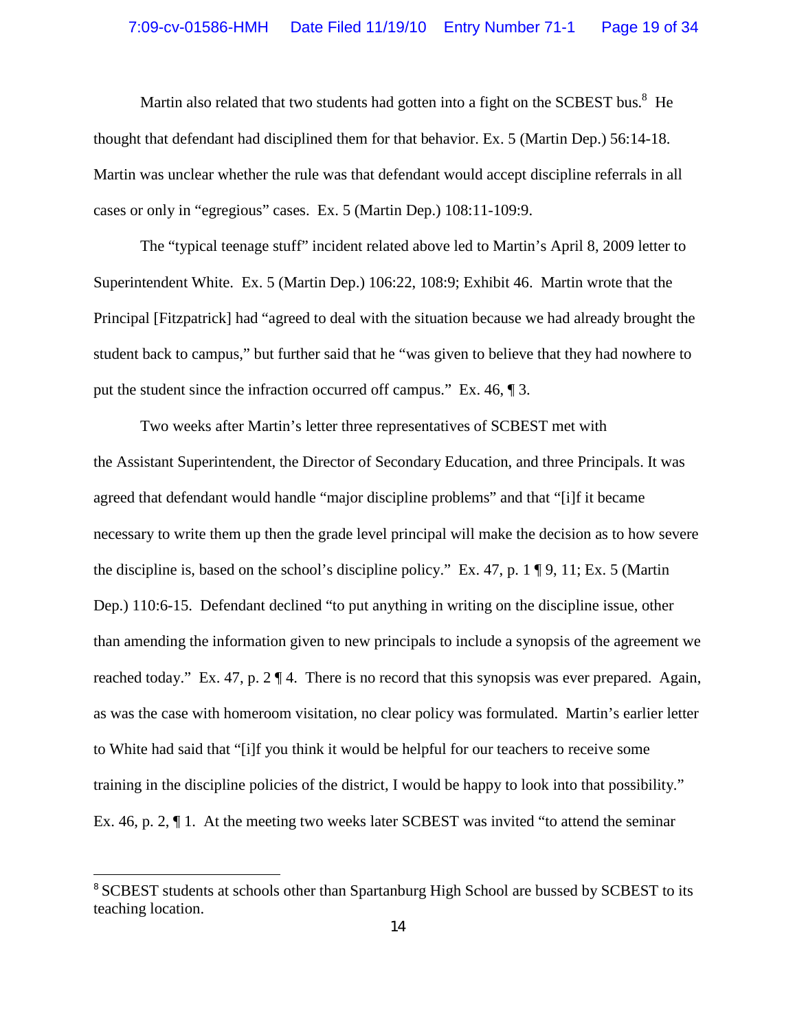Martin also related that two students had gotten into a fight on the SCBEST bus.[8] He thought that defendant had disciplined them for that behavior. Ex. 5 (Martin Dep.) 56:14-18. Martin was unclear whether the rule was that defendant would accept discipline referrals in all cases or only in "egregious" cases. Ex. 5 (Martin Dep.) 108:11-109:9.

The "typical teenage stuff" incident related above led to Martin's April 8, 2009 letter to Superintendent White. Ex. 5 (Martin Dep.) 106:22, 108:9; Exhibit 46. Martin wrote that the Principal [Fitzpatrick] had "agreed to deal with the situation because we had already brought the student back to campus," but further said that he "was given to believe that they had nowhere to put the student since the infraction occurred off campus." Ex. 46, ¶ 3.

Two weeks after Martin's letter three representatives of SCBEST met with the Assistant Superintendent, the Director of Secondary Education, and three Principals. It was agreed that defendant would handle "major discipline problems" and that "[i]f it became necessary to write them up then the grade level principal will make the decision as to how severe the discipline is, based on the school's discipline policy." Ex. 47, p. 1 ¶ 9, 11; Ex. 5 (Martin Dep.) 110:6-15. Defendant declined "to put anything in writing on the discipline issue, other than amending the information given to new principals to include a synopsis of the agreement we reached today." Ex. 47, p. 2 ¶ 4. There is no record that this synopsis was ever prepared. Again, as was the case with homeroom visitation, no clear policy was formulated. Martin's earlier letter to White had said that "[i]f you think it would be helpful for our teachers to receive some training in the discipline policies of the district, I would be happy to look into that possibility." Ex. 46, p. 2, ¶ 1. At the meeting two weeks later SCBEST was invited "to attend the seminar

[8] SCBEST students at schools other than Spartanburg High School are bussed by SCBEST to its teaching location.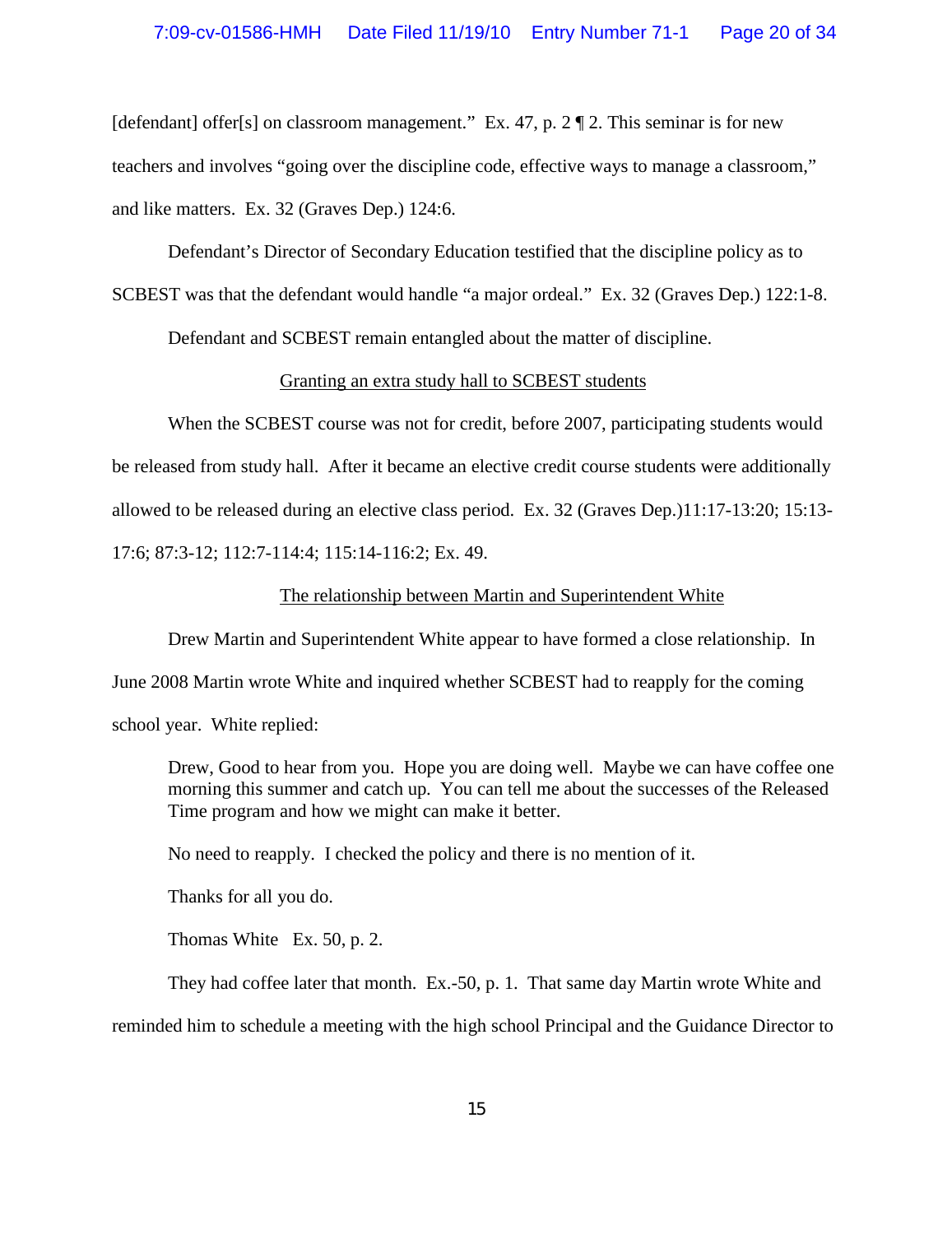[defendant] offer[s] on classroom management." Ex. 47, p. 2 ¶ 2. This seminar is for new teachers and involves "going over the discipline code, effective ways to manage a classroom," and like matters. Ex. 32 (Graves Dep.) 124:6.

Defendant's Director of Secondary Education testified that the discipline policy as to SCBEST was that the defendant would handle "a major ordeal." Ex. 32 (Graves Dep.) 122:1-8.

Defendant and SCBEST remain entangled about the matter of discipline.

<u>Granting an extra study hall to SCBEST students</u>

When the SCBEST course was not for credit, before 2007, participating students would be released from study hall. After it became an elective credit course students were additionally allowed to be released during an elective class period. Ex. 32 (Graves Dep.)11:17-13:20; 15:13-17:6; 87:3-12; 112:7-114:4; 115:14-116:2; Ex. 49.

<u>The relationship between Martin and Superintendent White</u>

Drew Martin and Superintendent White appear to have formed a close relationship. In June 2008 Martin wrote White and inquired whether SCBEST had to reapply for the coming school year. White replied:

> Drew, Good to hear from you. Hope you are doing well. Maybe we can have coffee one morning this summer and catch up. You can tell me about the successes of the Released Time program and how we might can make it better.
>
> No need to reapply. I checked the policy and there is no mention of it.
>
> Thanks for all you do.
>
> Thomas White Ex. 50, p. 2.

They had coffee later that month. Ex.-50, p. 1. That same day Martin wrote White and reminded him to schedule a meeting with the high school Principal and the Guidance Director to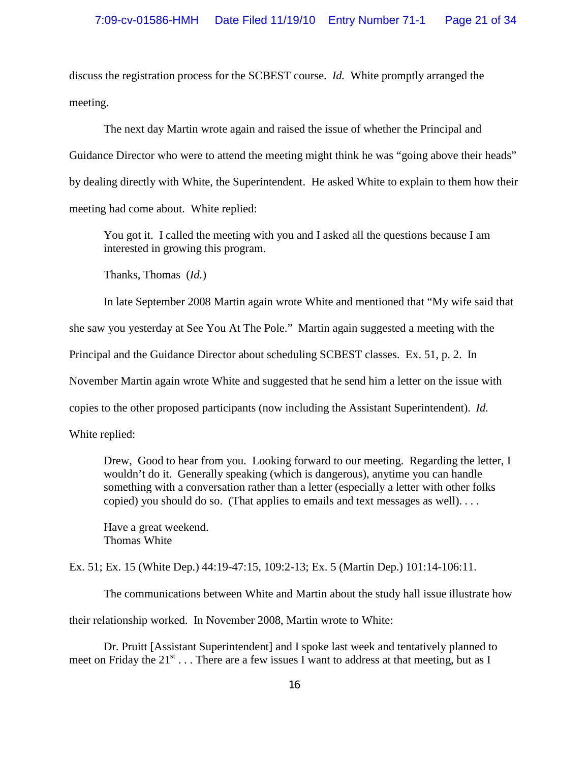discuss the registration process for the SCBEST course. *Id.* White promptly arranged the meeting.

The next day Martin wrote again and raised the issue of whether the Principal and Guidance Director who were to attend the meeting might think he was "going above their heads" by dealing directly with White, the Superintendent. He asked White to explain to them how their meeting had come about. White replied:

> You got it. I called the meeting with you and I asked all the questions because I am interested in growing this program.
>
> Thanks, Thomas (*Id.*)

In late September 2008 Martin again wrote White and mentioned that "My wife said that she saw you yesterday at See You At The Pole." Martin again suggested a meeting with the Principal and the Guidance Director about scheduling SCBEST classes. Ex. 51, p. 2. In November Martin again wrote White and suggested that he send him a letter on the issue with copies to the other proposed participants (now including the Assistant Superintendent). *Id.* White replied:

> Drew, Good to hear from you. Looking forward to our meeting. Regarding the letter, I wouldn't do it. Generally speaking (which is dangerous), anytime you can handle something with a conversation rather than a letter (especially a letter with other folks copied) you should do so. (That applies to emails and text messages as well). . . .
>
> Have a great weekend.
> Thomas White

Ex. 51; Ex. 15 (White Dep.) 44:19-47:15, 109:2-13; Ex. 5 (Martin Dep.) 101:14-106:11.

The communications between White and Martin about the study hall issue illustrate how their relationship worked. In November 2008, Martin wrote to White:

> Dr. Pruitt [Assistant Superintendent] and I spoke last week and tentatively planned to meet on Friday the 21st . . . There are a few issues I want to address at that meeting, but as I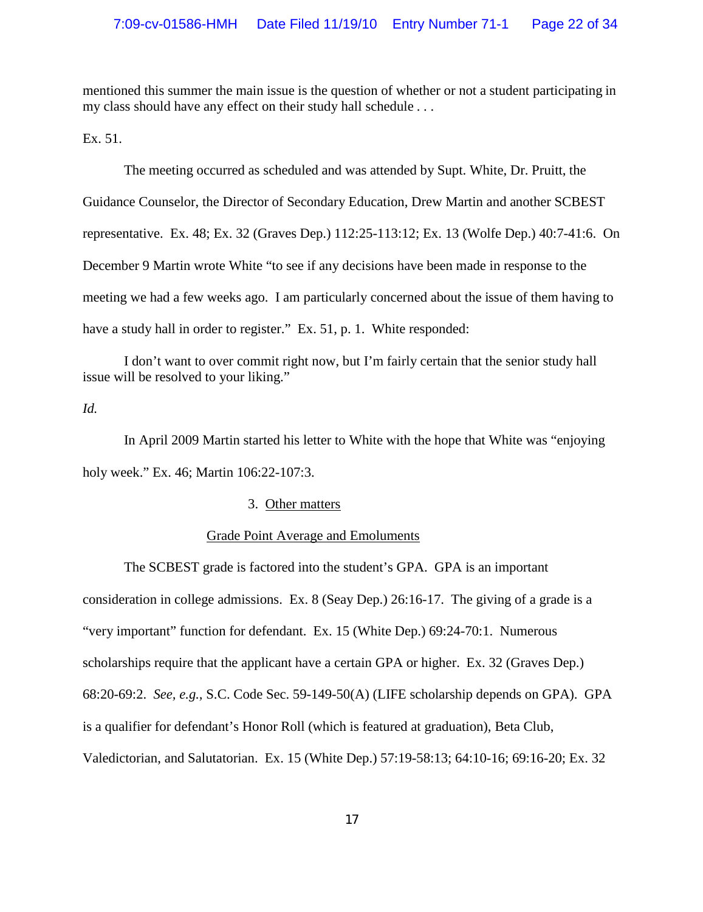mentioned this summer the main issue is the question of whether or not a student participating in my class should have any effect on their study hall schedule . . .

Ex. 51.

The meeting occurred as scheduled and was attended by Supt. White, Dr. Pruitt, the Guidance Counselor, the Director of Secondary Education, Drew Martin and another SCBEST representative. Ex. 48; Ex. 32 (Graves Dep.) 112:25-113:12; Ex. 13 (Wolfe Dep.) 40:7-41:6. On December 9 Martin wrote White "to see if any decisions have been made in response to the meeting we had a few weeks ago. I am particularly concerned about the issue of them having to have a study hall in order to register." Ex. 51, p. 1. White responded:

> I don't want to over commit right now, but I'm fairly certain that the senior study hall issue will be resolved to your liking."

*Id.*

In April 2009 Martin started his letter to White with the hope that White was "enjoying holy week." Ex. 46; Martin 106:22-107:3.

3. <u>Other matters</u>

<u>Grade Point Average and Emoluments</u>

The SCBEST grade is factored into the student's GPA. GPA is an important consideration in college admissions. Ex. 8 (Seay Dep.) 26:16-17. The giving of a grade is a "very important" function for defendant. Ex. 15 (White Dep.) 69:24-70:1. Numerous scholarships require that the applicant have a certain GPA or higher. Ex. 32 (Graves Dep.) 68:20-69:2. *See, e.g.,* S.C. Code Sec. 59-149-50(A) (LIFE scholarship depends on GPA). GPA is a qualifier for defendant's Honor Roll (which is featured at graduation), Beta Club, Valedictorian, and Salutatorian. Ex. 15 (White Dep.) 57:19-58:13; 64:10-16; 69:16-20; Ex. 32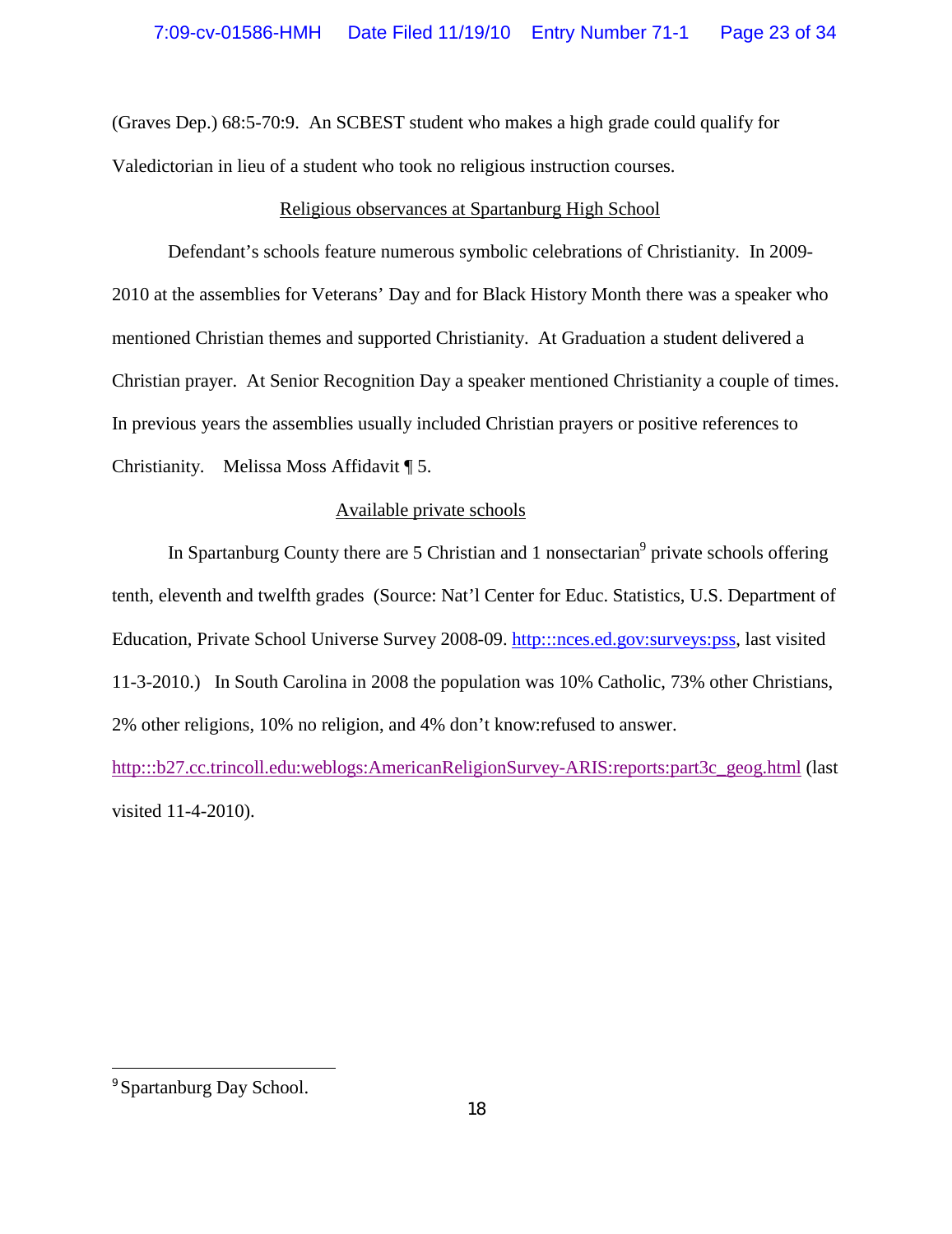(Graves Dep.) 68:5-70:9. An SCBEST student who makes a high grade could qualify for Valedictorian in lieu of a student who took no religious instruction courses.

Religious observances at Spartanburg High School

Defendant's schools feature numerous symbolic celebrations of Christianity. In 2009-2010 at the assemblies for Veterans' Day and for Black History Month there was a speaker who mentioned Christian themes and supported Christianity. At Graduation a student delivered a Christian prayer. At Senior Recognition Day a speaker mentioned Christianity a couple of times. In previous years the assemblies usually included Christian prayers or positive references to Christianity. Melissa Moss Affidavit ¶ 5.

Available private schools

In Spartanburg County there are 5 Christian and 1 nonsectarian[9] private schools offering tenth, eleventh and twelfth grades (Source: Nat'l Center for Educ. Statistics, U.S. Department of Education, Private School Universe Survey 2008-09. http:::nces.ed.gov:surveys:pss, last visited 11-3-2010.) In South Carolina in 2008 the population was 10% Catholic, 73% other Christians, 2% other religions, 10% no religion, and 4% don't know:refused to answer. http:::b27.cc.trincoll.edu:weblogs:AmericanReligionSurvey-ARIS:reports:part3c_geog.html (last visited 11-4-2010).

[9] Spartanburg Day School.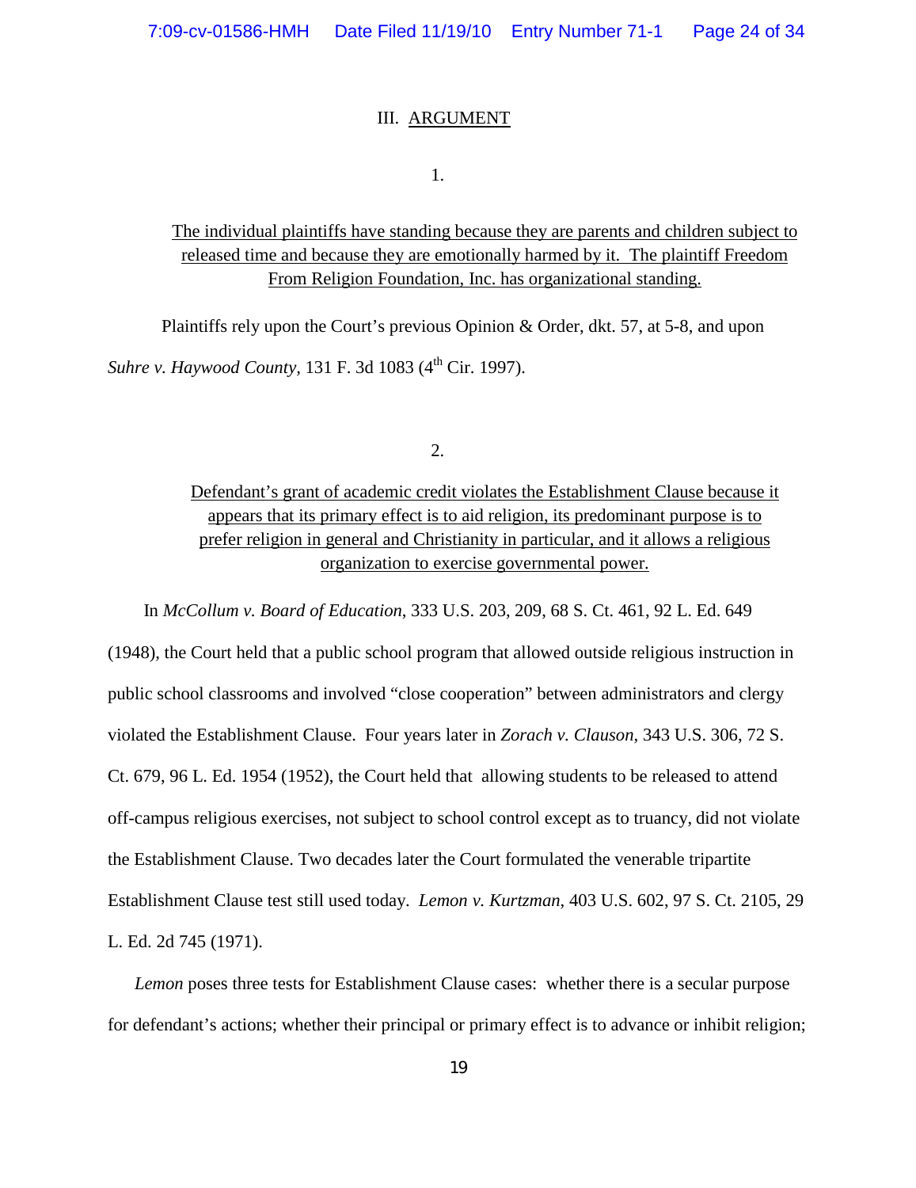## III. ARGUMENT

1.

The individual plaintiffs have standing because they are parents and children subject to released time and because they are emotionally harmed by it. The plaintiff Freedom From Religion Foundation, Inc. has organizational standing.

Plaintiffs rely upon the Court's previous Opinion & Order, dkt. 57, at 5-8, and upon *Suhre v. Haywood County*, 131 F. 3d 1083 (4th Cir. 1997).

2.

Defendant's grant of academic credit violates the Establishment Clause because it appears that its primary effect is to aid religion, its predominant purpose is to prefer religion in general and Christianity in particular, and it allows a religious organization to exercise governmental power.

In *McCollum v. Board of Education*, 333 U.S. 203, 209, 68 S. Ct. 461, 92 L. Ed. 649 (1948), the Court held that a public school program that allowed outside religious instruction in public school classrooms and involved "close cooperation" between administrators and clergy violated the Establishment Clause. Four years later in *Zorach v. Clauson*, 343 U.S. 306, 72 S. Ct. 679, 96 L. Ed. 1954 (1952), the Court held that allowing students to be released to attend off-campus religious exercises, not subject to school control except as to truancy, did not violate the Establishment Clause. Two decades later the Court formulated the venerable tripartite Establishment Clause test still used today. *Lemon v. Kurtzman*, 403 U.S. 602, 97 S. Ct. 2105, 29 L. Ed. 2d 745 (1971).

*Lemon* poses three tests for Establishment Clause cases: whether there is a secular purpose for defendant's actions; whether their principal or primary effect is to advance or inhibit religion;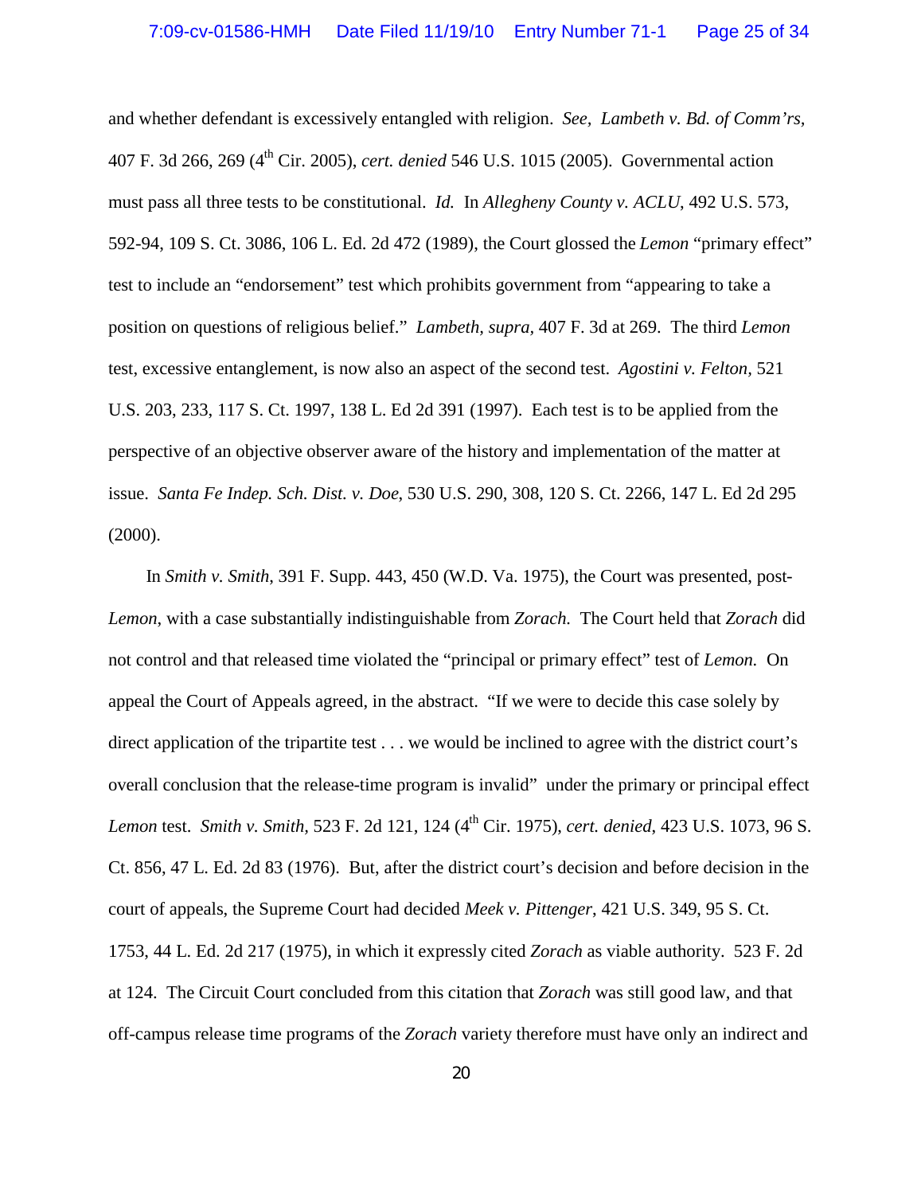and whether defendant is excessively entangled with religion. *See*, *Lambeth v. Bd. of Comm'rs*, 407 F. 3d 266, 269 (4th Cir. 2005), *cert. denied* 546 U.S. 1015 (2005). Governmental action must pass all three tests to be constitutional. *Id.* In *Allegheny County v. ACLU*, 492 U.S. 573, 592-94, 109 S. Ct. 3086, 106 L. Ed. 2d 472 (1989), the Court glossed the *Lemon* "primary effect" test to include an "endorsement" test which prohibits government from "appearing to take a position on questions of religious belief." *Lambeth*, *supra*, 407 F. 3d at 269. The third *Lemon* test, excessive entanglement, is now also an aspect of the second test. *Agostini v. Felton*, 521 U.S. 203, 233, 117 S. Ct. 1997, 138 L. Ed 2d 391 (1997). Each test is to be applied from the perspective of an objective observer aware of the history and implementation of the matter at issue. *Santa Fe Indep. Sch. Dist. v. Doe*, 530 U.S. 290, 308, 120 S. Ct. 2266, 147 L. Ed 2d 295 (2000).

In *Smith v. Smith*, 391 F. Supp. 443, 450 (W.D. Va. 1975), the Court was presented, post-*Lemon*, with a case substantially indistinguishable from *Zorach.* The Court held that *Zorach* did not control and that released time violated the "principal or primary effect" test of *Lemon.* On appeal the Court of Appeals agreed, in the abstract. "If we were to decide this case solely by direct application of the tripartite test . . . we would be inclined to agree with the district court's overall conclusion that the release-time program is invalid" under the primary or principal effect *Lemon* test. *Smith v. Smith,* 523 F. 2d 121, 124 (4th Cir. 1975), *cert. denied*, 423 U.S. 1073, 96 S. Ct. 856, 47 L. Ed. 2d 83 (1976). But, after the district court's decision and before decision in the court of appeals, the Supreme Court had decided *Meek v. Pittenger*, 421 U.S. 349, 95 S. Ct. 1753, 44 L. Ed. 2d 217 (1975), in which it expressly cited *Zorach* as viable authority. 523 F. 2d at 124. The Circuit Court concluded from this citation that *Zorach* was still good law, and that off-campus release time programs of the *Zorach* variety therefore must have only an indirect and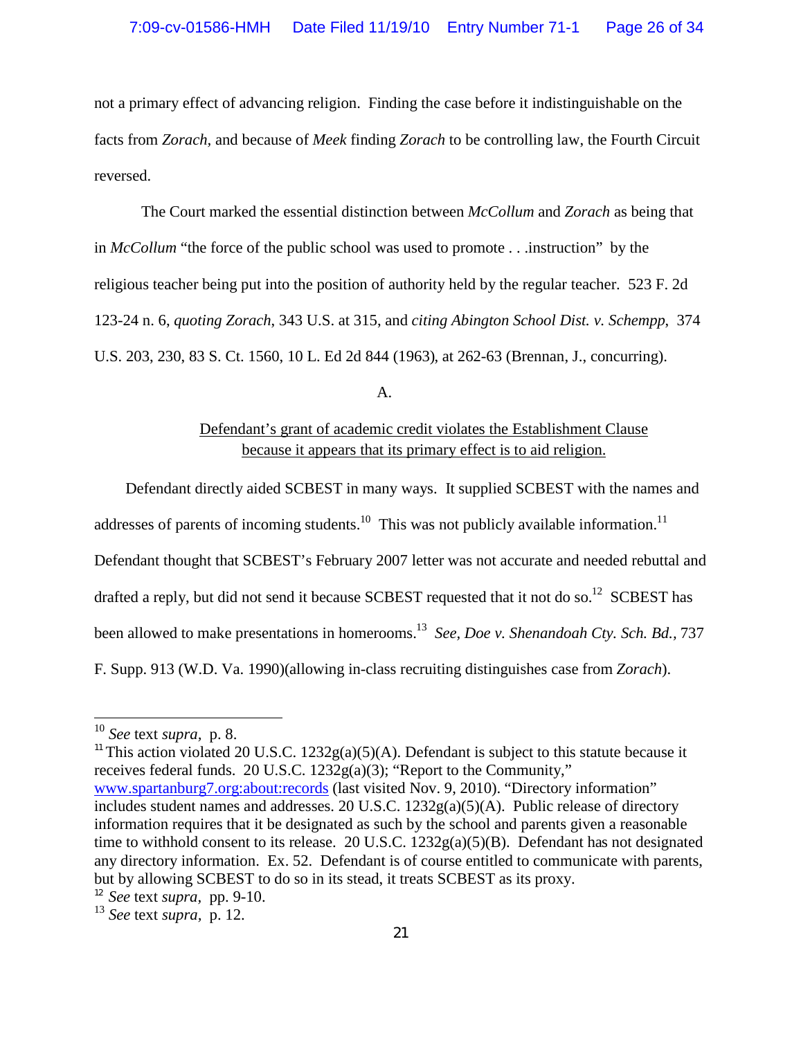not a primary effect of advancing religion. Finding the case before it indistinguishable on the facts from *Zorach,* and because of *Meek* finding *Zorach* to be controlling law, the Fourth Circuit reversed.

The Court marked the essential distinction between *McCollum* and *Zorach* as being that in *McCollum* "the force of the public school was used to promote . . .instruction" by the religious teacher being put into the position of authority held by the regular teacher. 523 F. 2d 123-24 n. 6, *quoting Zorach*, 343 U.S. at 315, and *citing Abington School Dist. v. Schempp*, 374 U.S. 203, 230, 83 S. Ct. 1560, 10 L. Ed 2d 844 (1963), at 262-63 (Brennan, J., concurring).

A.

<u>Defendant's grant of academic credit violates the Establishment Clause because it appears that its primary effect is to aid religion.</u>

Defendant directly aided SCBEST in many ways. It supplied SCBEST with the names and addresses of parents of incoming students.[10] This was not publicly available information.[11] Defendant thought that SCBEST's February 2007 letter was not accurate and needed rebuttal and drafted a reply, but did not send it because SCBEST requested that it not do so.[12] SCBEST has been allowed to make presentations in homerooms.[13] *See*, *Doe v. Shenandoah Cty. Sch. Bd.*, 737 F. Supp. 913 (W.D. Va. 1990)(allowing in-class recruiting distinguishes case from *Zorach*).

---

[10] *See* text *supra*, p. 8.

[11] This action violated 20 U.S.C. 1232g(a)(5)(A). Defendant is subject to this statute because it receives federal funds. 20 U.S.C. 1232g(a)(3); "Report to the Community," www.spartanburg7.org:about:records (last visited Nov. 9, 2010). "Directory information" includes student names and addresses. 20 U.S.C. 1232g(a)(5)(A). Public release of directory information requires that it be designated as such by the school and parents given a reasonable time to withhold consent to its release. 20 U.S.C. 1232g(a)(5)(B). Defendant has not designated any directory information. Ex. 52. Defendant is of course entitled to communicate with parents, but by allowing SCBEST to do so in its stead, it treats SCBEST as its proxy.

[12] *See* text *supra*, pp. 9-10.

[13] *See* text *supra*, p. 12.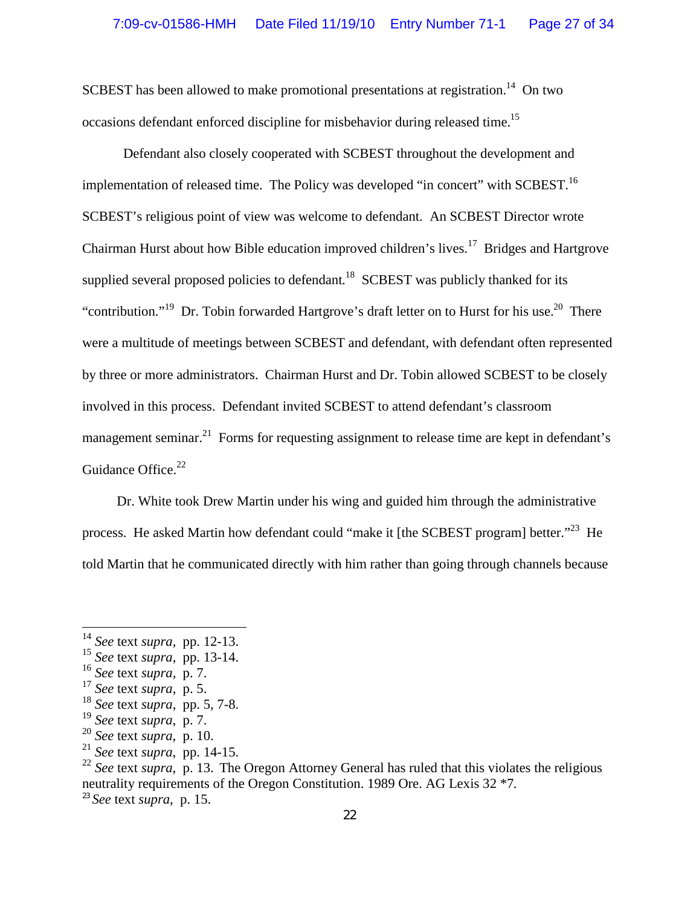SCBEST has been allowed to make promotional presentations at registration.[14] On two occasions defendant enforced discipline for misbehavior during released time.[15]

Defendant also closely cooperated with SCBEST throughout the development and implementation of released time. The Policy was developed "in concert" with SCBEST.[16] SCBEST's religious point of view was welcome to defendant. An SCBEST Director wrote Chairman Hurst about how Bible education improved children's lives.[17] Bridges and Hartgrove supplied several proposed policies to defendant.[18] SCBEST was publicly thanked for its "contribution."[19] Dr. Tobin forwarded Hartgrove's draft letter on to Hurst for his use.[20] There were a multitude of meetings between SCBEST and defendant, with defendant often represented by three or more administrators. Chairman Hurst and Dr. Tobin allowed SCBEST to be closely involved in this process. Defendant invited SCBEST to attend defendant's classroom management seminar.[21] Forms for requesting assignment to release time are kept in defendant's Guidance Office.[22]

Dr. White took Drew Martin under his wing and guided him through the administrative process. He asked Martin how defendant could "make it [the SCBEST program] better."[23] He told Martin that he communicated directly with him rather than going through channels because

---

[14] *See* text *supra*, pp. 12-13.
[15] *See* text *supra*, pp. 13-14.
[16] *See* text *supra*, p. 7.
[17] *See* text *supra*, p. 5.
[18] *See* text *supra*, pp. 5, 7-8.
[19] *See* text *supra*, p. 7.
[20] *See* text *supra*, p. 10.
[21] *See* text *supra*, pp. 14-15.
[22] *See* text *supra*, p. 13. The Oregon Attorney General has ruled that this violates the religious neutrality requirements of the Oregon Constitution. 1989 Ore. AG Lexis 32 *7.
[23] *See* text *supra*, p. 15.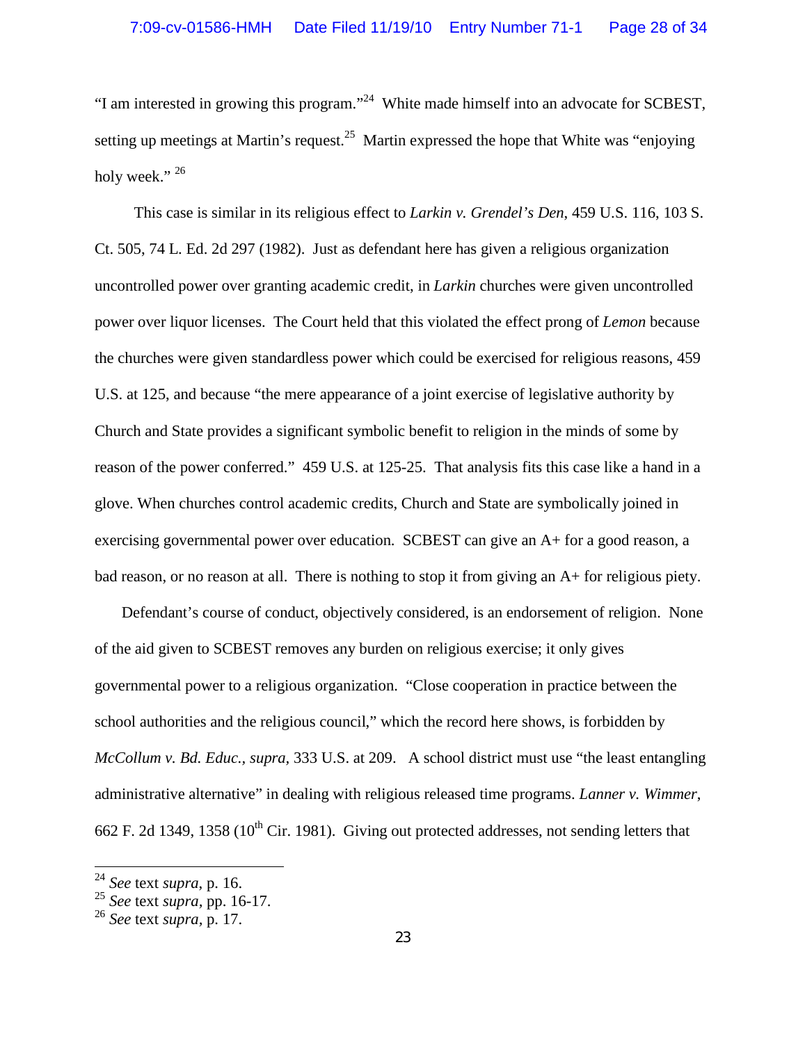"I am interested in growing this program."[24] White made himself into an advocate for SCBEST, setting up meetings at Martin's request.[25] Martin expressed the hope that White was "enjoying holy week." [26]

This case is similar in its religious effect to *Larkin v. Grendel's Den*, 459 U.S. 116, 103 S. Ct. 505, 74 L. Ed. 2d 297 (1982). Just as defendant here has given a religious organization uncontrolled power over granting academic credit, in *Larkin* churches were given uncontrolled power over liquor licenses. The Court held that this violated the effect prong of *Lemon* because the churches were given standardless power which could be exercised for religious reasons, 459 U.S. at 125, and because "the mere appearance of a joint exercise of legislative authority by Church and State provides a significant symbolic benefit to religion in the minds of some by reason of the power conferred." 459 U.S. at 125-25. That analysis fits this case like a hand in a glove. When churches control academic credits, Church and State are symbolically joined in exercising governmental power over education. SCBEST can give an A+ for a good reason, a bad reason, or no reason at all. There is nothing to stop it from giving an A+ for religious piety.

Defendant's course of conduct, objectively considered, is an endorsement of religion. None of the aid given to SCBEST removes any burden on religious exercise; it only gives governmental power to a religious organization. "Close cooperation in practice between the school authorities and the religious council," which the record here shows, is forbidden by *McCollum v. Bd. Educ., supra,* 333 U.S. at 209. A school district must use "the least entangling administrative alternative" in dealing with religious released time programs. *Lanner v. Wimmer*, 662 F. 2d 1349, 1358 (10th Cir. 1981). Giving out protected addresses, not sending letters that

---

[24] *See* text *supra*, p. 16.

[25] *See* text *supra*, pp. 16-17.

[26] *See* text *supra*, p. 17.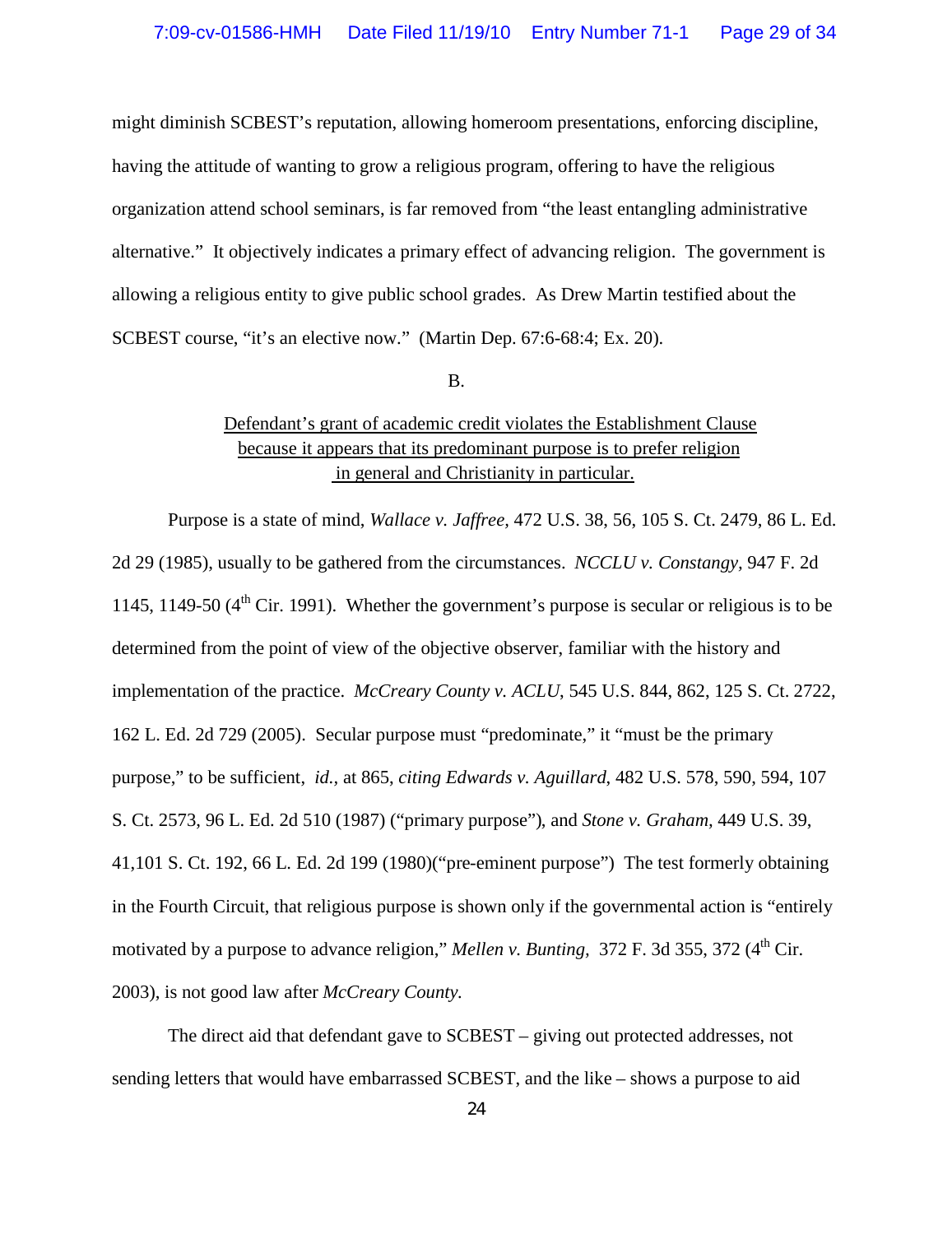might diminish SCBEST's reputation, allowing homeroom presentations, enforcing discipline, having the attitude of wanting to grow a religious program, offering to have the religious organization attend school seminars, is far removed from "the least entangling administrative alternative." It objectively indicates a primary effect of advancing religion. The government is allowing a religious entity to give public school grades. As Drew Martin testified about the SCBEST course, "it's an elective now." (Martin Dep. 67:6-68:4; Ex. 20).

B.

<u>Defendant's grant of academic credit violates the Establishment Clause because it appears that its predominant purpose is to prefer religion in general and Christianity in particular.</u>

Purpose is a state of mind, *Wallace v. Jaffree,* 472 U.S. 38, 56, 105 S. Ct. 2479, 86 L. Ed. 2d 29 (1985), usually to be gathered from the circumstances. *NCCLU v. Constangy*, 947 F. 2d 1145, 1149-50 (4th Cir. 1991). Whether the government's purpose is secular or religious is to be determined from the point of view of the objective observer, familiar with the history and implementation of the practice. *McCreary County v. ACLU*, 545 U.S. 844, 862, 125 S. Ct. 2722, 162 L. Ed. 2d 729 (2005). Secular purpose must "predominate," it "must be the primary purpose," to be sufficient, *id.,* at 865, *citing Edwards v. Aguillard*, 482 U.S. 578, 590, 594, 107 S. Ct. 2573, 96 L. Ed. 2d 510 (1987) ("primary purpose"), and *Stone v. Graham,* 449 U.S. 39, 41,101 S. Ct. 192, 66 L. Ed. 2d 199 (1980)("pre-eminent purpose") The test formerly obtaining in the Fourth Circuit, that religious purpose is shown only if the governmental action is "entirely motivated by a purpose to advance religion," *Mellen v. Bunting,* 372 F. 3d 355, 372 (4th Cir. 2003), is not good law after *McCreary County.*

The direct aid that defendant gave to SCBEST – giving out protected addresses, not sending letters that would have embarrassed SCBEST, and the like – shows a purpose to aid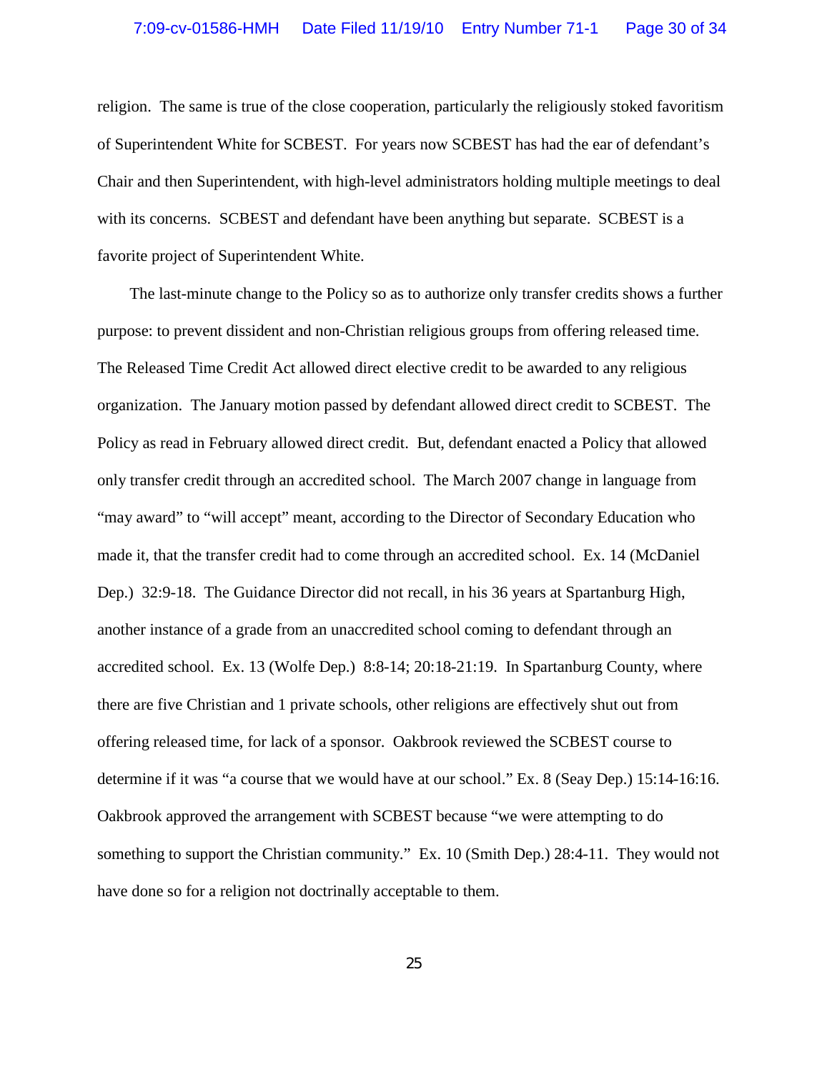religion. The same is true of the close cooperation, particularly the religiously stoked favoritism of Superintendent White for SCBEST. For years now SCBEST has had the ear of defendant's Chair and then Superintendent, with high-level administrators holding multiple meetings to deal with its concerns. SCBEST and defendant have been anything but separate. SCBEST is a favorite project of Superintendent White.

The last-minute change to the Policy so as to authorize only transfer credits shows a further purpose: to prevent dissident and non-Christian religious groups from offering released time. The Released Time Credit Act allowed direct elective credit to be awarded to any religious organization. The January motion passed by defendant allowed direct credit to SCBEST. The Policy as read in February allowed direct credit. But, defendant enacted a Policy that allowed only transfer credit through an accredited school. The March 2007 change in language from "may award" to "will accept" meant, according to the Director of Secondary Education who made it, that the transfer credit had to come through an accredited school. Ex. 14 (McDaniel Dep.) 32:9-18. The Guidance Director did not recall, in his 36 years at Spartanburg High, another instance of a grade from an unaccredited school coming to defendant through an accredited school. Ex. 13 (Wolfe Dep.) 8:8-14; 20:18-21:19. In Spartanburg County, where there are five Christian and 1 private schools, other religions are effectively shut out from offering released time, for lack of a sponsor. Oakbrook reviewed the SCBEST course to determine if it was "a course that we would have at our school." Ex. 8 (Seay Dep.) 15:14-16:16. Oakbrook approved the arrangement with SCBEST because "we were attempting to do something to support the Christian community." Ex. 10 (Smith Dep.) 28:4-11. They would not have done so for a religion not doctrinally acceptable to them.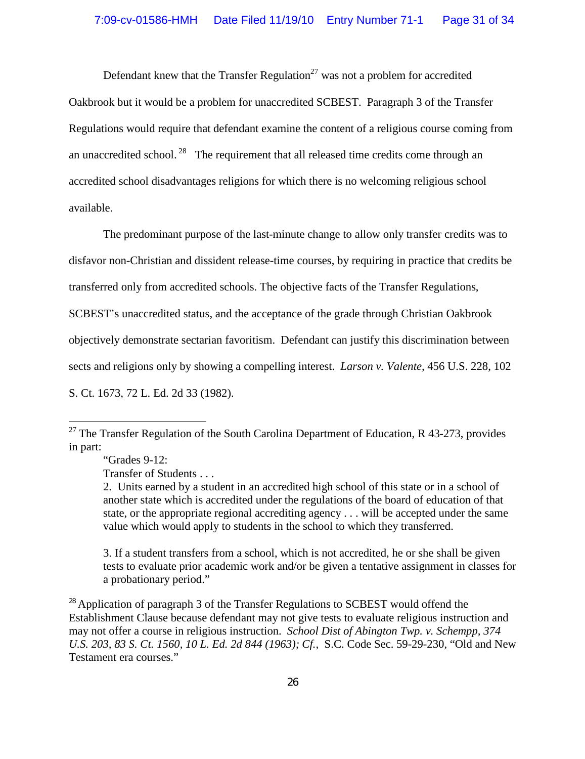Defendant knew that the Transfer Regulation[27] was not a problem for accredited Oakbrook but it would be a problem for unaccredited SCBEST. Paragraph 3 of the Transfer Regulations would require that defendant examine the content of a religious course coming from an unaccredited school.[28] The requirement that all released time credits come through an accredited school disadvantages religions for which there is no welcoming religious school available.

The predominant purpose of the last-minute change to allow only transfer credits was to disfavor non-Christian and dissident release-time courses, by requiring in practice that credits be transferred only from accredited schools. The objective facts of the Transfer Regulations, SCBEST's unaccredited status, and the acceptance of the grade through Christian Oakbrook objectively demonstrate sectarian favoritism. Defendant can justify this discrimination between sects and religions only by showing a compelling interest. *Larson v. Valente*, 456 U.S. 228, 102 S. Ct. 1673, 72 L. Ed. 2d 33 (1982).

---

[27] The Transfer Regulation of the South Carolina Department of Education, R 43-273, provides in part:

> "Grades 9-12:
>
> Transfer of Students . . .
>
> 2. Units earned by a student in an accredited high school of this state or in a school of another state which is accredited under the regulations of the board of education of that state, or the appropriate regional accrediting agency . . . will be accepted under the same value which would apply to students in the school to which they transferred.
>
> 3. If a student transfers from a school, which is not accredited, he or she shall be given tests to evaluate prior academic work and/or be given a tentative assignment in classes for a probationary period."

[28] Application of paragraph 3 of the Transfer Regulations to SCBEST would offend the Establishment Clause because defendant may not give tests to evaluate religious instruction and may not offer a course in religious instruction. *School Dist of Abington Twp. v. Schempp, 374 U.S. 203, 83 S. Ct. 1560, 10 L. Ed. 2d 844 (1963); Cf.,* S.C. Code Sec. 59-29-230, "Old and New Testament era courses."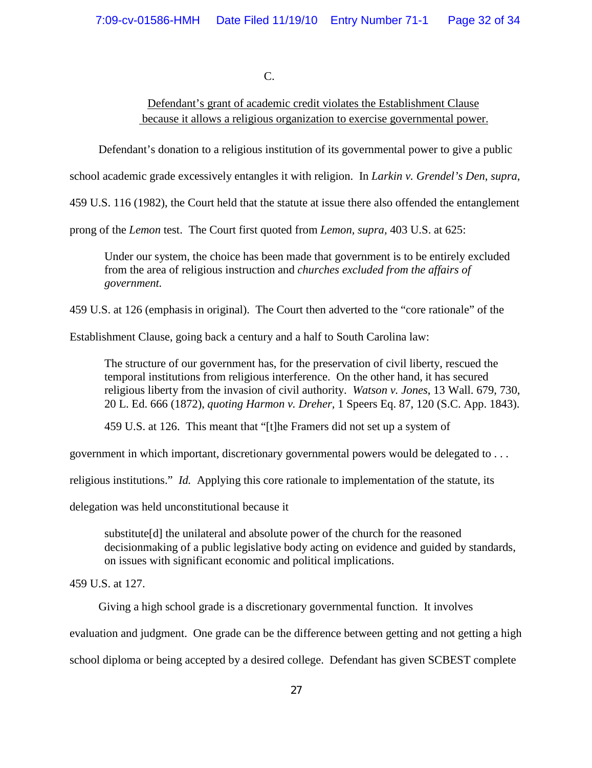C.

Defendant's grant of academic credit violates the Establishment Clause because it allows a religious organization to exercise governmental power.

Defendant's donation to a religious institution of its governmental power to give a public school academic grade excessively entangles it with religion. In *Larkin v. Grendel's Den*, *supra*, 459 U.S. 116 (1982), the Court held that the statute at issue there also offended the entanglement prong of the *Lemon* test. The Court first quoted from *Lemon, supra*, 403 U.S. at 625:

> Under our system, the choice has been made that government is to be entirely excluded from the area of religious instruction and *churches excluded from the affairs of government.*

459 U.S. at 126 (emphasis in original). The Court then adverted to the "core rationale" of the Establishment Clause, going back a century and a half to South Carolina law:

> The structure of our government has, for the preservation of civil liberty, rescued the temporal institutions from religious interference. On the other hand, it has secured religious liberty from the invasion of civil authority. *Watson v. Jones*, 13 Wall. 679, 730, 20 L. Ed. 666 (1872), *quoting Harmon v. Dreher*, 1 Speers Eq. 87, 120 (S.C. App. 1843).

459 U.S. at 126. This meant that "[t]he Framers did not set up a system of government in which important, discretionary governmental powers would be delegated to . . . religious institutions." *Id.* Applying this core rationale to implementation of the statute, its delegation was held unconstitutional because it

> substitute[d] the unilateral and absolute power of the church for the reasoned decisionmaking of a public legislative body acting on evidence and guided by standards, on issues with significant economic and political implications.

459 U.S. at 127.

Giving a high school grade is a discretionary governmental function. It involves evaluation and judgment. One grade can be the difference between getting and not getting a high school diploma or being accepted by a desired college. Defendant has given SCBEST complete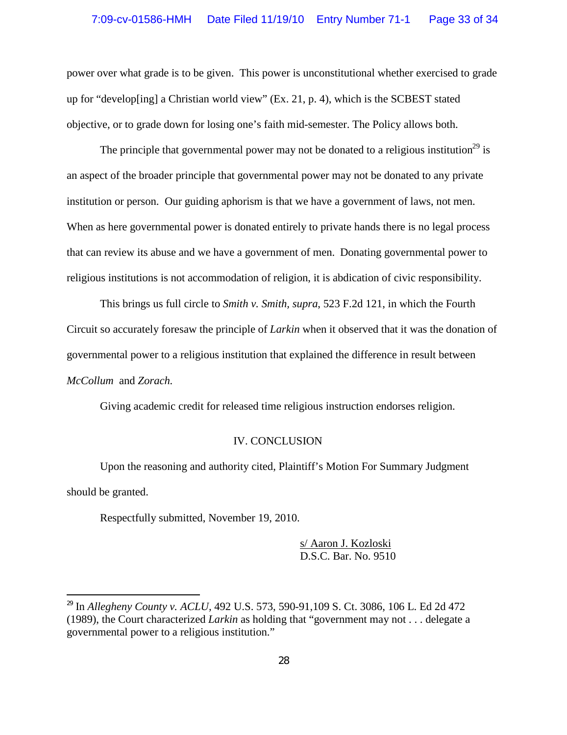power over what grade is to be given. This power is unconstitutional whether exercised to grade up for "develop[ing] a Christian world view" (Ex. 21, p. 4), which is the SCBEST stated objective, or to grade down for losing one's faith mid-semester. The Policy allows both.

The principle that governmental power may not be donated to a religious institution[29] is an aspect of the broader principle that governmental power may not be donated to any private institution or person. Our guiding aphorism is that we have a government of laws, not men. When as here governmental power is donated entirely to private hands there is no legal process that can review its abuse and we have a government of men. Donating governmental power to religious institutions is not accommodation of religion, it is abdication of civic responsibility.

This brings us full circle to *Smith v. Smith, supra*, 523 F.2d 121, in which the Fourth Circuit so accurately foresaw the principle of *Larkin* when it observed that it was the donation of governmental power to a religious institution that explained the difference in result between *McCollum* and *Zorach.*

Giving academic credit for released time religious instruction endorses religion.

## IV. CONCLUSION

Upon the reasoning and authority cited, Plaintiff's Motion For Summary Judgment should be granted.

Respectfully submitted, November 19, 2010.

s/ Aaron J. Kozloski
D.S.C. Bar. No. 9510

---

[29] In *Allegheny County v. ACLU*, 492 U.S. 573, 590-91,109 S. Ct. 3086, 106 L. Ed 2d 472 (1989), the Court characterized *Larkin* as holding that "government may not . . . delegate a governmental power to a religious institution."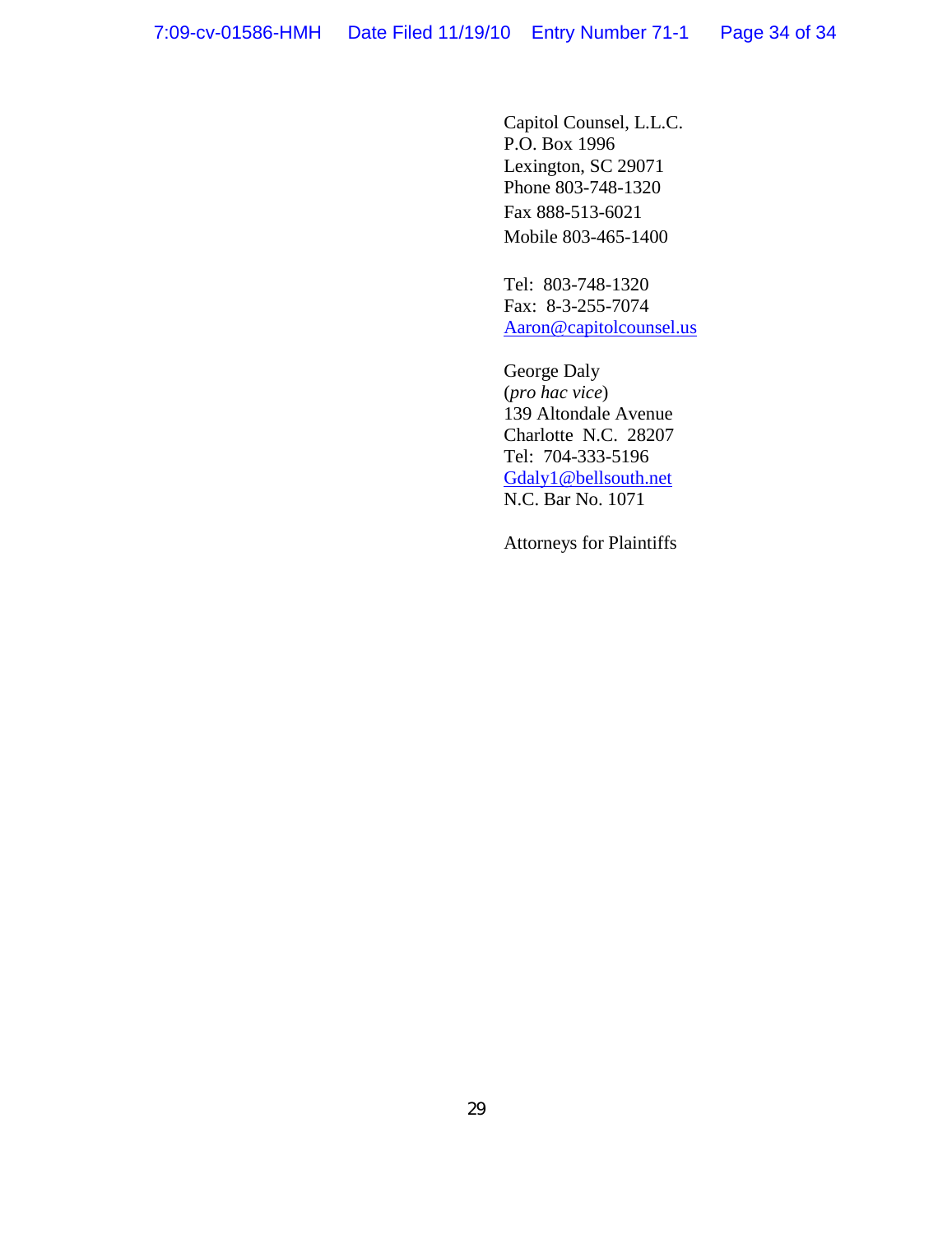Capitol Counsel, L.L.C.
P.O. Box 1996
Lexington, SC 29071
Phone 803-748-1320
Fax 888-513-6021
Mobile 803-465-1400

Tel: 803-748-1320
Fax: 8-3-255-7074
Aaron@capitolcounsel.us

George Daly
(*pro hac vice*)
139 Altondale Avenue
Charlotte N.C. 28207
Tel: 704-333-5196
Gdaly1@bellsouth.net
N.C. Bar No. 1071

Attorneys for Plaintiffs